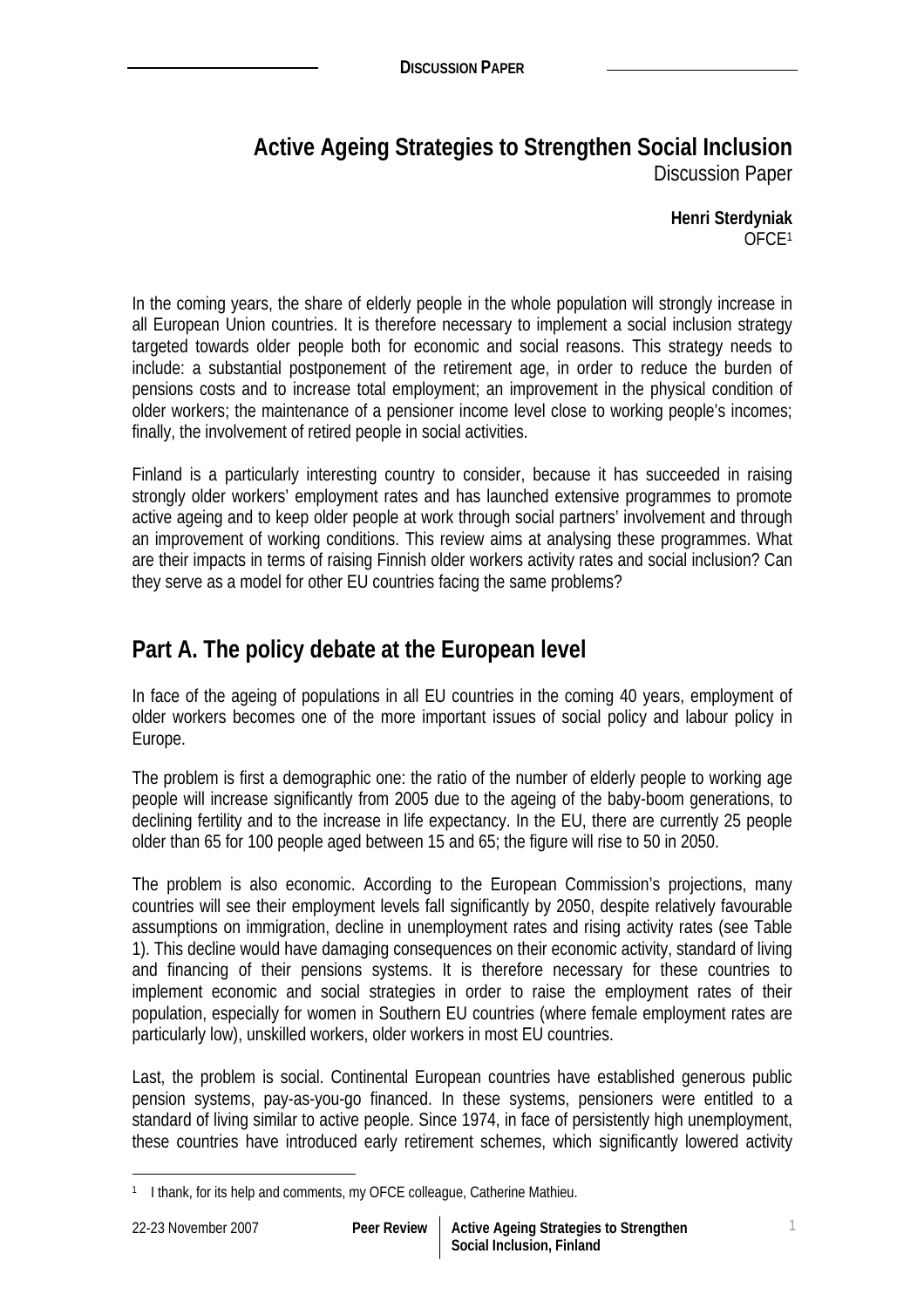# Active Ageing Strategies to Strengthen Social Inclusion

Discussion Paper

**Henri Sterdyniak**
OFCE[1]

In the coming years, the share of elderly people in the whole population will strongly increase in all European Union countries. It is therefore necessary to implement a social inclusion strategy targeted towards older people both for economic and social reasons. This strategy needs to include: a substantial postponement of the retirement age, in order to reduce the burden of pensions costs and to increase total employment; an improvement in the physical condition of older workers; the maintenance of a pensioner income level close to working people's incomes; finally, the involvement of retired people in social activities.

Finland is a particularly interesting country to consider, because it has succeeded in raising strongly older workers' employment rates and has launched extensive programmes to promote active ageing and to keep older people at work through social partners' involvement and through an improvement of working conditions. This review aims at analysing these programmes. What are their impacts in terms of raising Finnish older workers activity rates and social inclusion? Can they serve as a model for other EU countries facing the same problems?

## Part A. The policy debate at the European level

In face of the ageing of populations in all EU countries in the coming 40 years, employment of older workers becomes one of the more important issues of social policy and labour policy in Europe.

The problem is first a demographic one: the ratio of the number of elderly people to working age people will increase significantly from 2005 due to the ageing of the baby-boom generations, to declining fertility and to the increase in life expectancy. In the EU, there are currently 25 people older than 65 for 100 people aged between 15 and 65; the figure will rise to 50 in 2050.

The problem is also economic. According to the European Commission's projections, many countries will see their employment levels fall significantly by 2050, despite relatively favourable assumptions on immigration, decline in unemployment rates and rising activity rates (see Table 1). This decline would have damaging consequences on their economic activity, standard of living and financing of their pensions systems. It is therefore necessary for these countries to implement economic and social strategies in order to raise the employment rates of their population, especially for women in Southern EU countries (where female employment rates are particularly low), unskilled workers, older workers in most EU countries.

Last, the problem is social. Continental European countries have established generous public pension systems, pay-as-you-go financed. In these systems, pensioners were entitled to a standard of living similar to active people. Since 1974, in face of persistently high unemployment, these countries have introduced early retirement schemes, which significantly lowered activity

[1] I thank, for its help and comments, my OFCE colleague, Catherine Mathieu.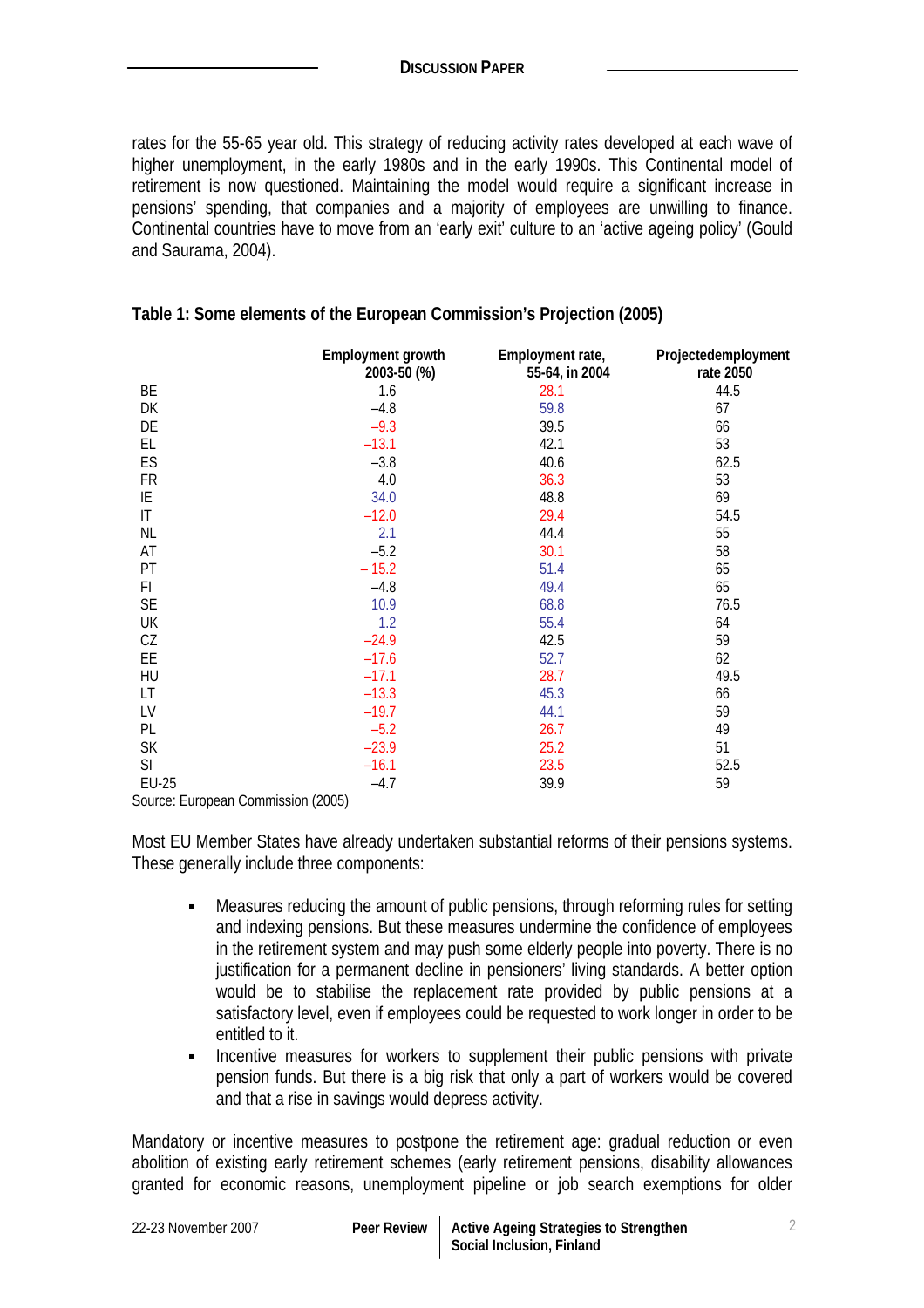rates for the 55-65 year old. This strategy of reducing activity rates developed at each wave of higher unemployment, in the early 1980s and in the early 1990s. This Continental model of retirement is now questioned. Maintaining the model would require a significant increase in pensions' spending, that companies and a majority of employees are unwilling to finance. Continental countries have to move from an 'early exit' culture to an 'active ageing policy' (Gould and Saurama, 2004).

**Table 1: Some elements of the European Commission's Projection (2005)**

| | Employment growth 2003-50 (%) | Employment rate, 55-64, in 2004 | Projectedemployment rate 2050 |
|---|---|---|---|
| BE | 1.6 | 28.1 | 44.5 |
| DK | –4.8 | 59.8 | 67 |
| DE | –9.3 | 39.5 | 66 |
| EL | –13.1 | 42.1 | 53 |
| ES | –3.8 | 40.6 | 62.5 |
| FR | 4.0 | 36.3 | 53 |
| IE | 34.0 | 48.8 | 69 |
| IT | –12.0 | 29.4 | 54.5 |
| NL | 2.1 | 44.4 | 55 |
| AT | –5.2 | 30.1 | 58 |
| PT | – 15.2 | 51.4 | 65 |
| FI | –4.8 | 49.4 | 65 |
| SE | 10.9 | 68.8 | 76.5 |
| UK | 1.2 | 55.4 | 64 |
| CZ | –24.9 | 42.5 | 59 |
| EE | –17.6 | 52.7 | 62 |
| HU | –17.1 | 28.7 | 49.5 |
| LT | –13.3 | 45.3 | 66 |
| LV | –19.7 | 44.1 | 59 |
| PL | –5.2 | 26.7 | 49 |
| SK | –23.9 | 25.2 | 51 |
| SI | –16.1 | 23.5 | 52.5 |
| EU-25 | –4.7 | 39.9 | 59 |

Source: European Commission (2005)

Most EU Member States have already undertaken substantial reforms of their pensions systems. These generally include three components:

- Measures reducing the amount of public pensions, through reforming rules for setting and indexing pensions. But these measures undermine the confidence of employees in the retirement system and may push some elderly people into poverty. There is no justification for a permanent decline in pensioners' living standards. A better option would be to stabilise the replacement rate provided by public pensions at a satisfactory level, even if employees could be requested to work longer in order to be entitled to it.
- Incentive measures for workers to supplement their public pensions with private pension funds. But there is a big risk that only a part of workers would be covered and that a rise in savings would depress activity.

Mandatory or incentive measures to postpone the retirement age: gradual reduction or even abolition of existing early retirement schemes (early retirement pensions, disability allowances granted for economic reasons, unemployment pipeline or job search exemptions for older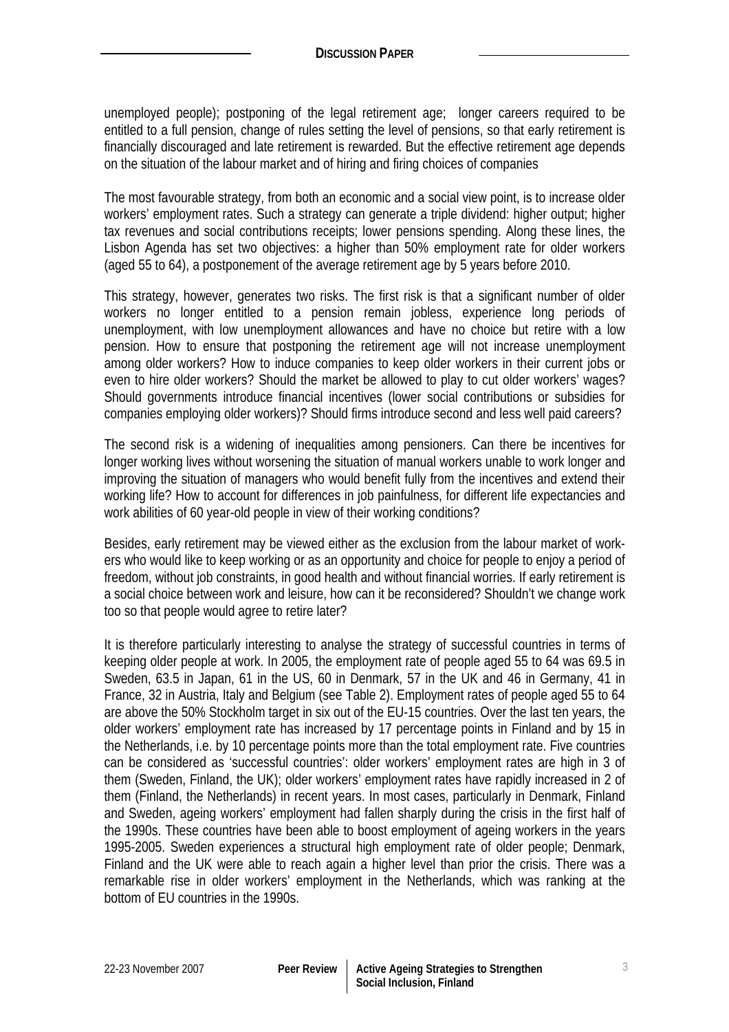unemployed people); postponing of the legal retirement age; longer careers required to be entitled to a full pension, change of rules setting the level of pensions, so that early retirement is financially discouraged and late retirement is rewarded. But the effective retirement age depends on the situation of the labour market and of hiring and firing choices of companies

The most favourable strategy, from both an economic and a social view point, is to increase older workers' employment rates. Such a strategy can generate a triple dividend: higher output; higher tax revenues and social contributions receipts; lower pensions spending. Along these lines, the Lisbon Agenda has set two objectives: a higher than 50% employment rate for older workers (aged 55 to 64), a postponement of the average retirement age by 5 years before 2010.

This strategy, however, generates two risks. The first risk is that a significant number of older workers no longer entitled to a pension remain jobless, experience long periods of unemployment, with low unemployment allowances and have no choice but retire with a low pension. How to ensure that postponing the retirement age will not increase unemployment among older workers? How to induce companies to keep older workers in their current jobs or even to hire older workers? Should the market be allowed to play to cut older workers' wages? Should governments introduce financial incentives (lower social contributions or subsidies for companies employing older workers)? Should firms introduce second and less well paid careers?

The second risk is a widening of inequalities among pensioners. Can there be incentives for longer working lives without worsening the situation of manual workers unable to work longer and improving the situation of managers who would benefit fully from the incentives and extend their working life? How to account for differences in job painfulness, for different life expectancies and work abilities of 60 year-old people in view of their working conditions?

Besides, early retirement may be viewed either as the exclusion from the labour market of workers who would like to keep working or as an opportunity and choice for people to enjoy a period of freedom, without job constraints, in good health and without financial worries. If early retirement is a social choice between work and leisure, how can it be reconsidered? Shouldn't we change work too so that people would agree to retire later?

It is therefore particularly interesting to analyse the strategy of successful countries in terms of keeping older people at work. In 2005, the employment rate of people aged 55 to 64 was 69.5 in Sweden, 63.5 in Japan, 61 in the US, 60 in Denmark, 57 in the UK and 46 in Germany, 41 in France, 32 in Austria, Italy and Belgium (see Table 2). Employment rates of people aged 55 to 64 are above the 50% Stockholm target in six out of the EU-15 countries. Over the last ten years, the older workers' employment rate has increased by 17 percentage points in Finland and by 15 in the Netherlands, i.e. by 10 percentage points more than the total employment rate. Five countries can be considered as 'successful countries': older workers' employment rates are high in 3 of them (Sweden, Finland, the UK); older workers' employment rates have rapidly increased in 2 of them (Finland, the Netherlands) in recent years. In most cases, particularly in Denmark, Finland and Sweden, ageing workers' employment had fallen sharply during the crisis in the first half of the 1990s. These countries have been able to boost employment of ageing workers in the years 1995-2005. Sweden experiences a structural high employment rate of older people; Denmark, Finland and the UK were able to reach again a higher level than prior the crisis. There was a remarkable rise in older workers' employment in the Netherlands, which was ranking at the bottom of EU countries in the 1990s.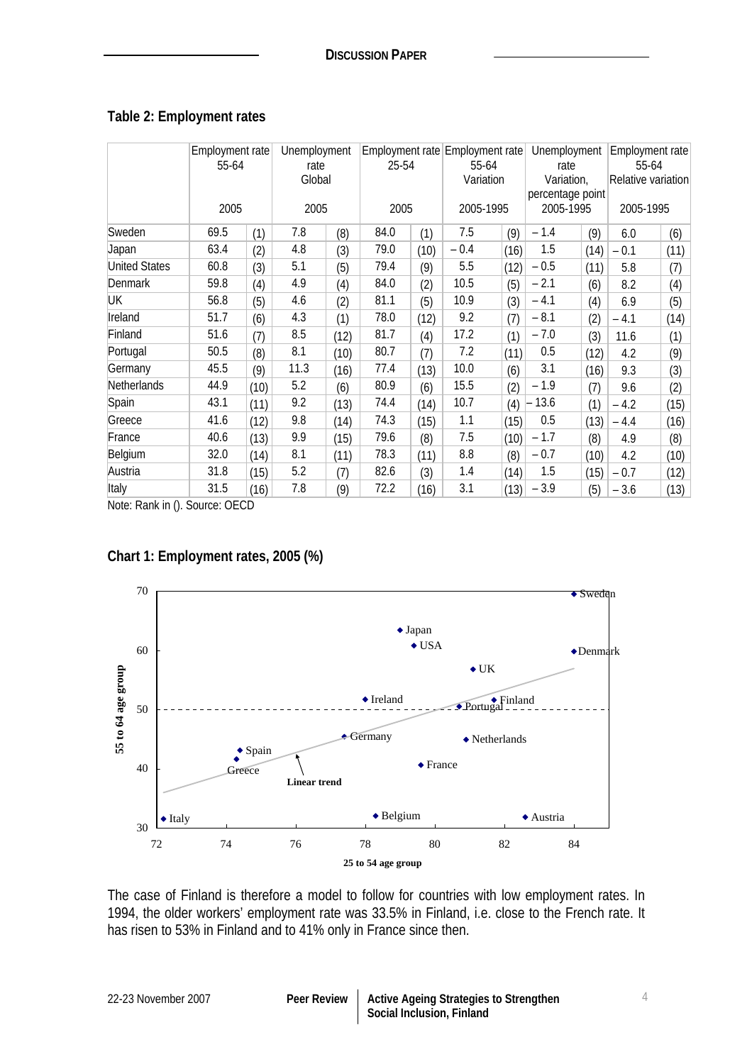## Table 2: Employment rates

| | Employment rate 55-64 2005 | | Unemployment rate Global 2005 | | Employment rate 25-54 2005 | | Employment rate 55-64 Variation 2005-1995 | | Unemployment rate Variation, percentage point 2005-1995 | | Employment rate 55-64 Relative variation 2005-1995 | |
|---|---|---|---|---|---|---|---|---|---|---|---|---|
| Sweden | 69.5 | (1) | 7.8 | (8) | 84.0 | (1) | 7.5 | (9) | – 1.4 | (9) | 6.0 | (6) |
| Japan | 63.4 | (2) | 4.8 | (3) | 79.0 | (10) | – 0.4 | (16) | 1.5 | (14) | – 0.1 | (11) |
| United States | 60.8 | (3) | 5.1 | (5) | 79.4 | (9) | 5.5 | (12) | – 0.5 | (11) | 5.8 | (7) |
| Denmark | 59.8 | (4) | 4.9 | (4) | 84.0 | (2) | 10.5 | (5) | – 2.1 | (6) | 8.2 | (4) |
| UK | 56.8 | (5) | 4.6 | (2) | 81.1 | (5) | 10.9 | (3) | – 4.1 | (4) | 6.9 | (5) |
| Ireland | 51.7 | (6) | 4.3 | (1) | 78.0 | (12) | 9.2 | (7) | – 8.1 | (2) | – 4.1 | (14) |
| Finland | 51.6 | (7) | 8.5 | (12) | 81.7 | (4) | 17.2 | (1) | – 7.0 | (3) | 11.6 | (1) |
| Portugal | 50.5 | (8) | 8.1 | (10) | 80.7 | (7) | 7.2 | (11) | 0.5 | (12) | 4.2 | (9) |
| Germany | 45.5 | (9) | 11.3 | (16) | 77.4 | (13) | 10.0 | (6) | 3.1 | (16) | 9.3 | (3) |
| Netherlands | 44.9 | (10) | 5.2 | (6) | 80.9 | (6) | 15.5 | (2) | – 1.9 | (7) | 9.6 | (2) |
| Spain | 43.1 | (11) | 9.2 | (13) | 74.4 | (14) | 10.7 | (4) | – 13.6 | (1) | – 4.2 | (15) |
| Greece | 41.6 | (12) | 9.8 | (14) | 74.3 | (15) | 1.1 | (15) | 0.5 | (13) | – 4.4 | (16) |
| France | 40.6 | (13) | 9.9 | (15) | 79.6 | (8) | 7.5 | (10) | – 1.7 | (8) | 4.9 | (8) |
| Belgium | 32.0 | (14) | 8.1 | (11) | 78.3 | (11) | 8.8 | (8) | – 0.7 | (10) | 4.2 | (10) |
| Austria | 31.8 | (15) | 5.2 | (7) | 82.6 | (3) | 1.4 | (14) | 1.5 | (15) | – 0.7 | (12) |
| Italy | 31.5 | (16) | 7.8 | (9) | 72.2 | (16) | 3.1 | (13) | – 3.9 | (5) | – 3.6 | (13) |

Note: Rank in (). Source: OECD

## Chart 1: Employment rates, 2005 (%)

The case of Finland is therefore a model to follow for countries with low employment rates. In 1994, the older workers' employment rate was 33.5% in Finland, i.e. close to the French rate. It has risen to 53% in Finland and to 41% only in France since then.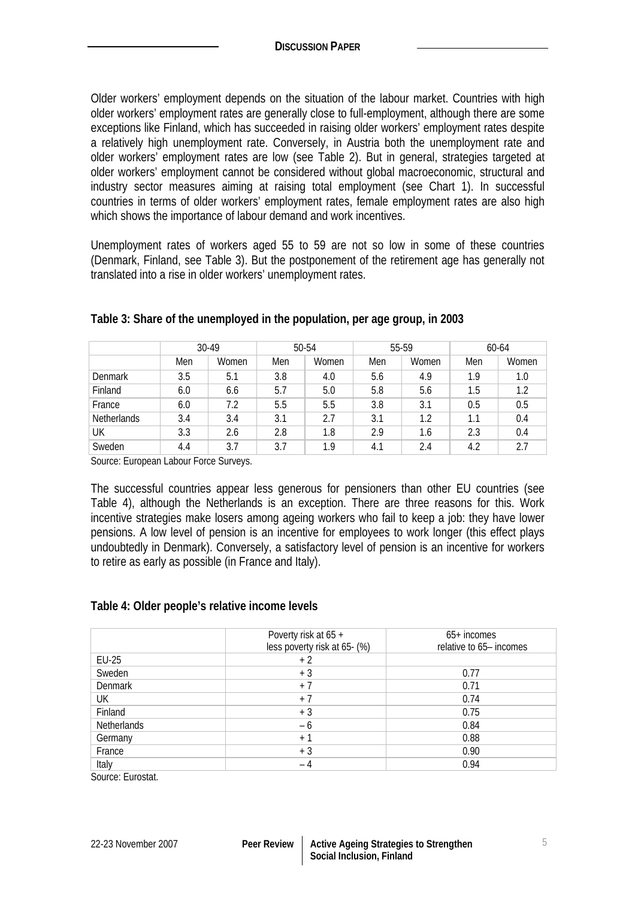Older workers' employment depends on the situation of the labour market. Countries with high older workers' employment rates are generally close to full-employment, although there are some exceptions like Finland, which has succeeded in raising older workers' employment rates despite a relatively high unemployment rate. Conversely, in Austria both the unemployment rate and older workers' employment rates are low (see Table 2). But in general, strategies targeted at older workers' employment cannot be considered without global macroeconomic, structural and industry sector measures aiming at raising total employment (see Chart 1). In successful countries in terms of older workers' employment rates, female employment rates are also high which shows the importance of labour demand and work incentives.

Unemployment rates of workers aged 55 to 59 are not so low in some of these countries (Denmark, Finland, see Table 3). But the postponement of the retirement age has generally not translated into a rise in older workers' unemployment rates.

**Table 3: Share of the unemployed in the population, per age group, in 2003**

| | 30-49 | | 50-54 | | 55-59 | | 60-64 | |
|---|---|---|---|---|---|---|---|---|
| | Men | Women | Men | Women | Men | Women | Men | Women |
| Denmark | 3.5 | 5.1 | 3.8 | 4.0 | 5.6 | 4.9 | 1.9 | 1.0 |
| Finland | 6.0 | 6.6 | 5.7 | 5.0 | 5.8 | 5.6 | 1.5 | 1.2 |
| France | 6.0 | 7.2 | 5.5 | 5.5 | 3.8 | 3.1 | 0.5 | 0.5 |
| Netherlands | 3.4 | 3.4 | 3.1 | 2.7 | 3.1 | 1.2 | 1.1 | 0.4 |
| UK | 3.3 | 2.6 | 2.8 | 1.8 | 2.9 | 1.6 | 2.3 | 0.4 |
| Sweden | 4.4 | 3.7 | 3.7 | 1.9 | 4.1 | 2.4 | 4.2 | 2.7 |

Source: European Labour Force Surveys.

The successful countries appear less generous for pensioners than other EU countries (see Table 4), although the Netherlands is an exception. There are three reasons for this. Work incentive strategies make losers among ageing workers who fail to keep a job: they have lower pensions. A low level of pension is an incentive for employees to work longer (this effect plays undoubtedly in Denmark). Conversely, a satisfactory level of pension is an incentive for workers to retire as early as possible (in France and Italy).

**Table 4: Older people's relative income levels**

| | Poverty risk at 65 + less poverty risk at 65- (%) | 65+ incomes relative to 65– incomes |
|---|---|---|
| EU-25 | + 2 | |
| Sweden | + 3 | 0.77 |
| Denmark | + 7 | 0.71 |
| UK | + 7 | 0.74 |
| Finland | + 3 | 0.75 |
| Netherlands | – 6 | 0.84 |
| Germany | + 1 | 0.88 |
| France | + 3 | 0.90 |
| Italy | – 4 | 0.94 |

Source: Eurostat.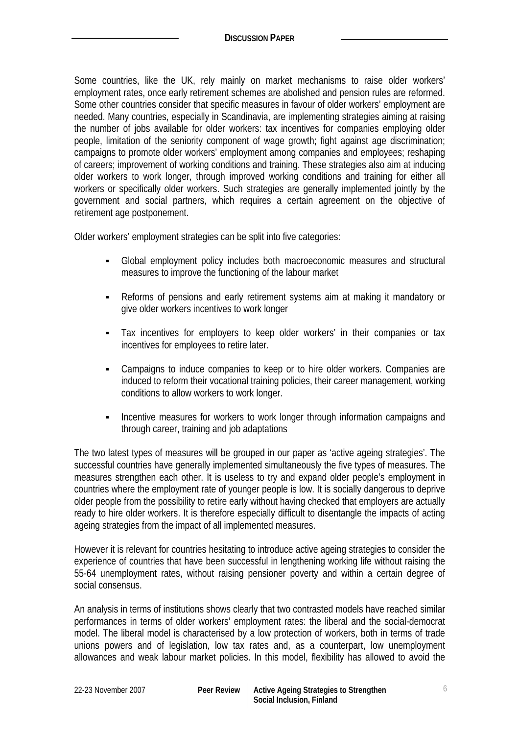Some countries, like the UK, rely mainly on market mechanisms to raise older workers' employment rates, once early retirement schemes are abolished and pension rules are reformed. Some other countries consider that specific measures in favour of older workers' employment are needed. Many countries, especially in Scandinavia, are implementing strategies aiming at raising the number of jobs available for older workers: tax incentives for companies employing older people, limitation of the seniority component of wage growth; fight against age discrimination; campaigns to promote older workers' employment among companies and employees; reshaping of careers; improvement of working conditions and training. These strategies also aim at inducing older workers to work longer, through improved working conditions and training for either all workers or specifically older workers. Such strategies are generally implemented jointly by the government and social partners, which requires a certain agreement on the objective of retirement age postponement.

Older workers' employment strategies can be split into five categories:

- Global employment policy includes both macroeconomic measures and structural measures to improve the functioning of the labour market
- Reforms of pensions and early retirement systems aim at making it mandatory or give older workers incentives to work longer
- Tax incentives for employers to keep older workers' in their companies or tax incentives for employees to retire later.
- Campaigns to induce companies to keep or to hire older workers. Companies are induced to reform their vocational training policies, their career management, working conditions to allow workers to work longer.
- Incentive measures for workers to work longer through information campaigns and through career, training and job adaptations

The two latest types of measures will be grouped in our paper as 'active ageing strategies'. The successful countries have generally implemented simultaneously the five types of measures. The measures strengthen each other. It is useless to try and expand older people's employment in countries where the employment rate of younger people is low. It is socially dangerous to deprive older people from the possibility to retire early without having checked that employers are actually ready to hire older workers. It is therefore especially difficult to disentangle the impacts of acting ageing strategies from the impact of all implemented measures.

However it is relevant for countries hesitating to introduce active ageing strategies to consider the experience of countries that have been successful in lengthening working life without raising the 55-64 unemployment rates, without raising pensioner poverty and within a certain degree of social consensus.

An analysis in terms of institutions shows clearly that two contrasted models have reached similar performances in terms of older workers' employment rates: the liberal and the social-democrat model. The liberal model is characterised by a low protection of workers, both in terms of trade unions powers and of legislation, low tax rates and, as a counterpart, low unemployment allowances and weak labour market policies. In this model, flexibility has allowed to avoid the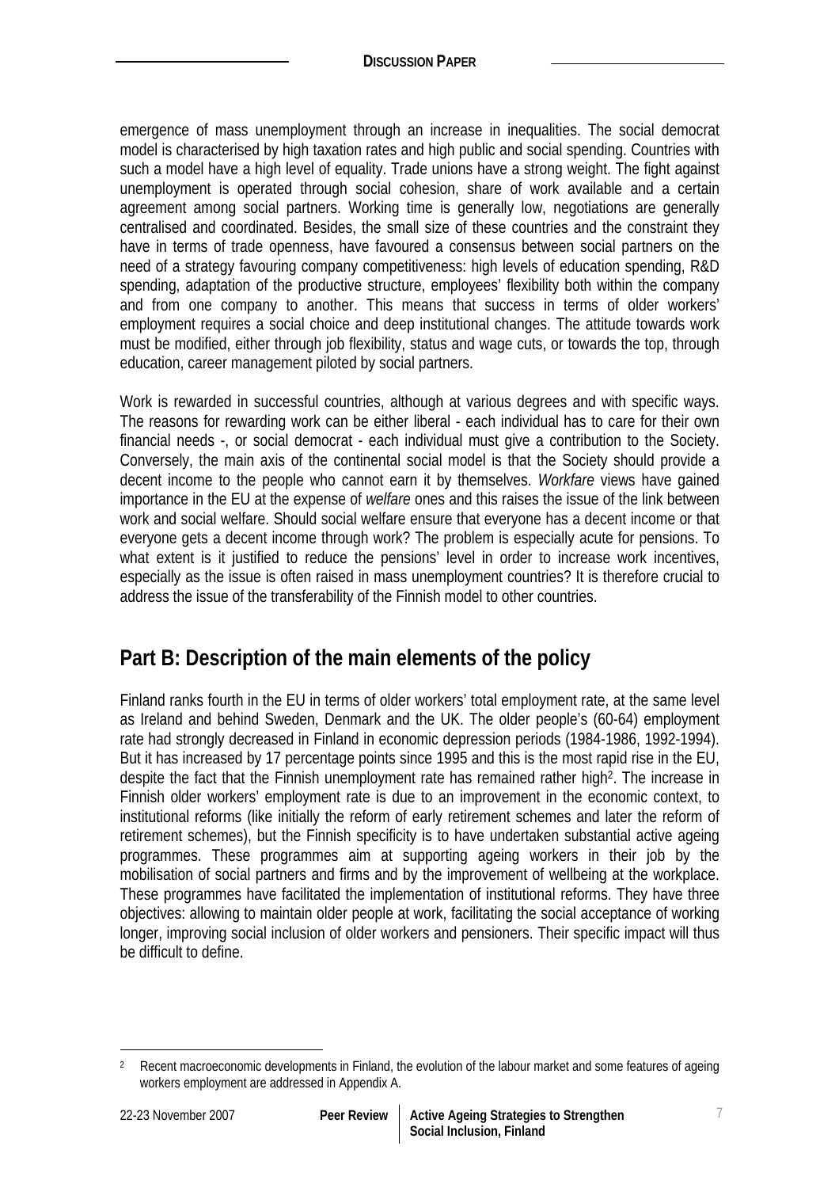emergence of mass unemployment through an increase in inequalities. The social democrat model is characterised by high taxation rates and high public and social spending. Countries with such a model have a high level of equality. Trade unions have a strong weight. The fight against unemployment is operated through social cohesion, share of work available and a certain agreement among social partners. Working time is generally low, negotiations are generally centralised and coordinated. Besides, the small size of these countries and the constraint they have in terms of trade openness, have favoured a consensus between social partners on the need of a strategy favouring company competitiveness: high levels of education spending, R&D spending, adaptation of the productive structure, employees' flexibility both within the company and from one company to another. This means that success in terms of older workers' employment requires a social choice and deep institutional changes. The attitude towards work must be modified, either through job flexibility, status and wage cuts, or towards the top, through education, career management piloted by social partners.

Work is rewarded in successful countries, although at various degrees and with specific ways. The reasons for rewarding work can be either liberal - each individual has to care for their own financial needs -, or social democrat - each individual must give a contribution to the Society. Conversely, the main axis of the continental social model is that the Society should provide a decent income to the people who cannot earn it by themselves. *Workfare* views have gained importance in the EU at the expense of *welfare* ones and this raises the issue of the link between work and social welfare. Should social welfare ensure that everyone has a decent income or that everyone gets a decent income through work? The problem is especially acute for pensions. To what extent is it justified to reduce the pensions' level in order to increase work incentives, especially as the issue is often raised in mass unemployment countries? It is therefore crucial to address the issue of the transferability of the Finnish model to other countries.

## Part B: Description of the main elements of the policy

Finland ranks fourth in the EU in terms of older workers' total employment rate, at the same level as Ireland and behind Sweden, Denmark and the UK. The older people's (60-64) employment rate had strongly decreased in Finland in economic depression periods (1984-1986, 1992-1994). But it has increased by 17 percentage points since 1995 and this is the most rapid rise in the EU, despite the fact that the Finnish unemployment rate has remained rather high[2]. The increase in Finnish older workers' employment rate is due to an improvement in the economic context, to institutional reforms (like initially the reform of early retirement schemes and later the reform of retirement schemes), but the Finnish specificity is to have undertaken substantial active ageing programmes. These programmes aim at supporting ageing workers in their job by the mobilisation of social partners and firms and by the improvement of wellbeing at the workplace. These programmes have facilitated the implementation of institutional reforms. They have three objectives: allowing to maintain older people at work, facilitating the social acceptance of working longer, improving social inclusion of older workers and pensioners. Their specific impact will thus be difficult to define.

[2] Recent macroeconomic developments in Finland, the evolution of the labour market and some features of ageing workers employment are addressed in Appendix A.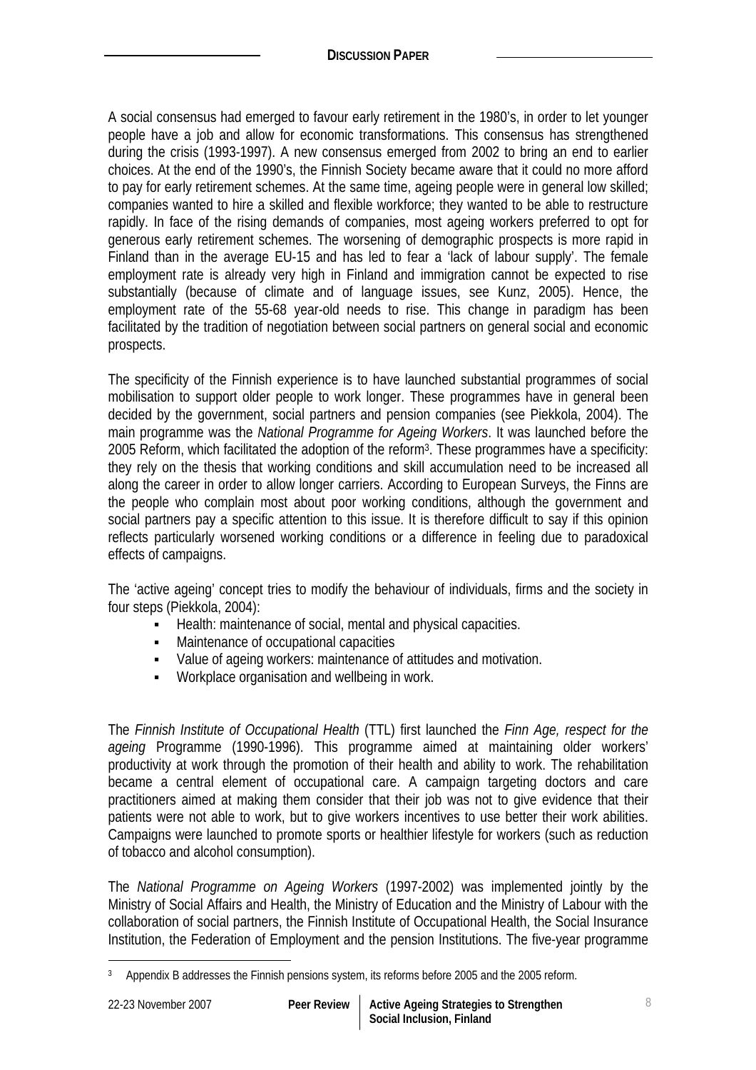A social consensus had emerged to favour early retirement in the 1980's, in order to let younger people have a job and allow for economic transformations. This consensus has strengthened during the crisis (1993-1997). A new consensus emerged from 2002 to bring an end to earlier choices. At the end of the 1990's, the Finnish Society became aware that it could no more afford to pay for early retirement schemes. At the same time, ageing people were in general low skilled; companies wanted to hire a skilled and flexible workforce; they wanted to be able to restructure rapidly. In face of the rising demands of companies, most ageing workers preferred to opt for generous early retirement schemes. The worsening of demographic prospects is more rapid in Finland than in the average EU-15 and has led to fear a 'lack of labour supply'. The female employment rate is already very high in Finland and immigration cannot be expected to rise substantially (because of climate and of language issues, see Kunz, 2005). Hence, the employment rate of the 55-68 year-old needs to rise. This change in paradigm has been facilitated by the tradition of negotiation between social partners on general social and economic prospects.

The specificity of the Finnish experience is to have launched substantial programmes of social mobilisation to support older people to work longer. These programmes have in general been decided by the government, social partners and pension companies (see Piekkola, 2004). The main programme was the *National Programme for Ageing Workers*. It was launched before the 2005 Reform, which facilitated the adoption of the reform[3]. These programmes have a specificity: they rely on the thesis that working conditions and skill accumulation need to be increased all along the career in order to allow longer carriers. According to European Surveys, the Finns are the people who complain most about poor working conditions, although the government and social partners pay a specific attention to this issue. It is therefore difficult to say if this opinion reflects particularly worsened working conditions or a difference in feeling due to paradoxical effects of campaigns.

The 'active ageing' concept tries to modify the behaviour of individuals, firms and the society in four steps (Piekkola, 2004):

- Health: maintenance of social, mental and physical capacities.
- Maintenance of occupational capacities
- Value of ageing workers: maintenance of attitudes and motivation.
- Workplace organisation and wellbeing in work.

The *Finnish Institute of Occupational Health* (TTL) first launched the *Finn Age, respect for the ageing* Programme (1990-1996). This programme aimed at maintaining older workers' productivity at work through the promotion of their health and ability to work. The rehabilitation became a central element of occupational care. A campaign targeting doctors and care practitioners aimed at making them consider that their job was not to give evidence that their patients were not able to work, but to give workers incentives to use better their work abilities. Campaigns were launched to promote sports or healthier lifestyle for workers (such as reduction of tobacco and alcohol consumption).

The *National Programme on Ageing Workers* (1997-2002) was implemented jointly by the Ministry of Social Affairs and Health, the Ministry of Education and the Ministry of Labour with the collaboration of social partners, the Finnish Institute of Occupational Health, the Social Insurance Institution, the Federation of Employment and the pension Institutions. The five-year programme

[3] Appendix B addresses the Finnish pensions system, its reforms before 2005 and the 2005 reform.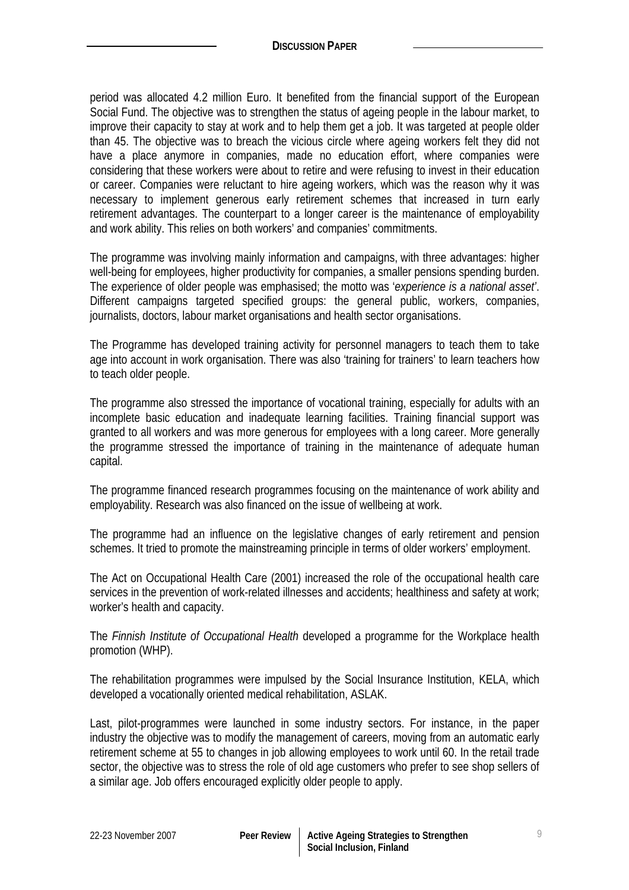period was allocated 4.2 million Euro. It benefited from the financial support of the European Social Fund. The objective was to strengthen the status of ageing people in the labour market, to improve their capacity to stay at work and to help them get a job. It was targeted at people older than 45. The objective was to breach the vicious circle where ageing workers felt they did not have a place anymore in companies, made no education effort, where companies were considering that these workers were about to retire and were refusing to invest in their education or career. Companies were reluctant to hire ageing workers, which was the reason why it was necessary to implement generous early retirement schemes that increased in turn early retirement advantages. The counterpart to a longer career is the maintenance of employability and work ability. This relies on both workers' and companies' commitments.

The programme was involving mainly information and campaigns, with three advantages: higher well-being for employees, higher productivity for companies, a smaller pensions spending burden. The experience of older people was emphasised; the motto was '*experience is a national asset*'. Different campaigns targeted specified groups: the general public, workers, companies, journalists, doctors, labour market organisations and health sector organisations.

The Programme has developed training activity for personnel managers to teach them to take age into account in work organisation. There was also 'training for trainers' to learn teachers how to teach older people.

The programme also stressed the importance of vocational training, especially for adults with an incomplete basic education and inadequate learning facilities. Training financial support was granted to all workers and was more generous for employees with a long career. More generally the programme stressed the importance of training in the maintenance of adequate human capital.

The programme financed research programmes focusing on the maintenance of work ability and employability. Research was also financed on the issue of wellbeing at work.

The programme had an influence on the legislative changes of early retirement and pension schemes. It tried to promote the mainstreaming principle in terms of older workers' employment.

The Act on Occupational Health Care (2001) increased the role of the occupational health care services in the prevention of work-related illnesses and accidents; healthiness and safety at work; worker's health and capacity.

The *Finnish Institute of Occupational Health* developed a programme for the Workplace health promotion (WHP).

The rehabilitation programmes were impulsed by the Social Insurance Institution, KELA, which developed a vocationally oriented medical rehabilitation, ASLAK.

Last, pilot-programmes were launched in some industry sectors. For instance, in the paper industry the objective was to modify the management of careers, moving from an automatic early retirement scheme at 55 to changes in job allowing employees to work until 60. In the retail trade sector, the objective was to stress the role of old age customers who prefer to see shop sellers of a similar age. Job offers encouraged explicitly older people to apply.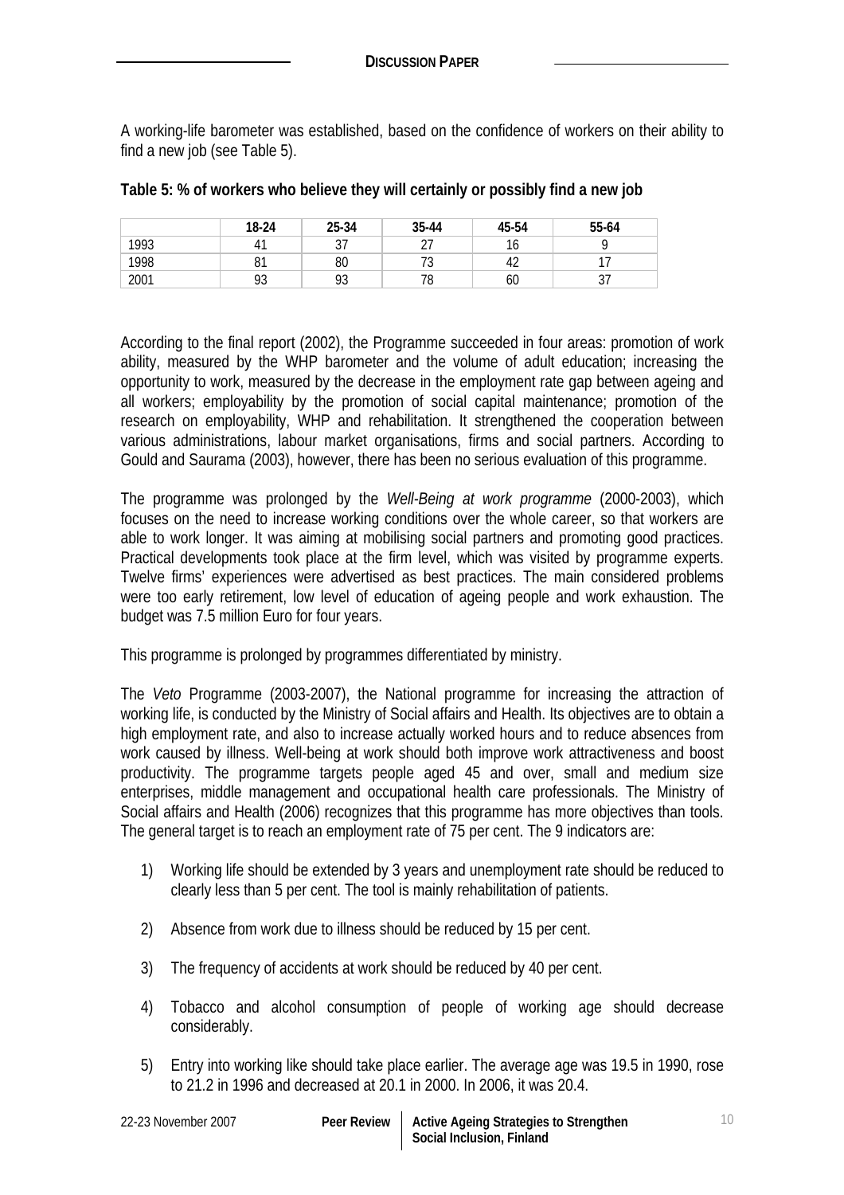A working-life barometer was established, based on the confidence of workers on their ability to find a new job (see Table 5).

**Table 5: % of workers who believe they will certainly or possibly find a new job**

| | 18-24 | 25-34 | 35-44 | 45-54 | 55-64 |
|---|---|---|---|---|---|
| 1993 | 41 | 37 | 27 | 16 | 9 |
| 1998 | 81 | 80 | 73 | 42 | 17 |
| 2001 | 93 | 93 | 78 | 60 | 37 |

According to the final report (2002), the Programme succeeded in four areas: promotion of work ability, measured by the WHP barometer and the volume of adult education; increasing the opportunity to work, measured by the decrease in the employment rate gap between ageing and all workers; employability by the promotion of social capital maintenance; promotion of the research on employability, WHP and rehabilitation. It strengthened the cooperation between various administrations, labour market organisations, firms and social partners. According to Gould and Saurama (2003), however, there has been no serious evaluation of this programme.

The programme was prolonged by the *Well-Being at work programme* (2000-2003), which focuses on the need to increase working conditions over the whole career, so that workers are able to work longer. It was aiming at mobilising social partners and promoting good practices. Practical developments took place at the firm level, which was visited by programme experts. Twelve firms' experiences were advertised as best practices. The main considered problems were too early retirement, low level of education of ageing people and work exhaustion. The budget was 7.5 million Euro for four years.

This programme is prolonged by programmes differentiated by ministry.

The *Veto* Programme (2003-2007), the National programme for increasing the attraction of working life, is conducted by the Ministry of Social affairs and Health. Its objectives are to obtain a high employment rate, and also to increase actually worked hours and to reduce absences from work caused by illness. Well-being at work should both improve work attractiveness and boost productivity. The programme targets people aged 45 and over, small and medium size enterprises, middle management and occupational health care professionals. The Ministry of Social affairs and Health (2006) recognizes that this programme has more objectives than tools. The general target is to reach an employment rate of 75 per cent. The 9 indicators are:

1) Working life should be extended by 3 years and unemployment rate should be reduced to clearly less than 5 per cent. The tool is mainly rehabilitation of patients.

2) Absence from work due to illness should be reduced by 15 per cent.

3) The frequency of accidents at work should be reduced by 40 per cent.

4) Tobacco and alcohol consumption of people of working age should decrease considerably.

5) Entry into working like should take place earlier. The average age was 19.5 in 1990, rose to 21.2 in 1996 and decreased at 20.1 in 2000. In 2006, it was 20.4.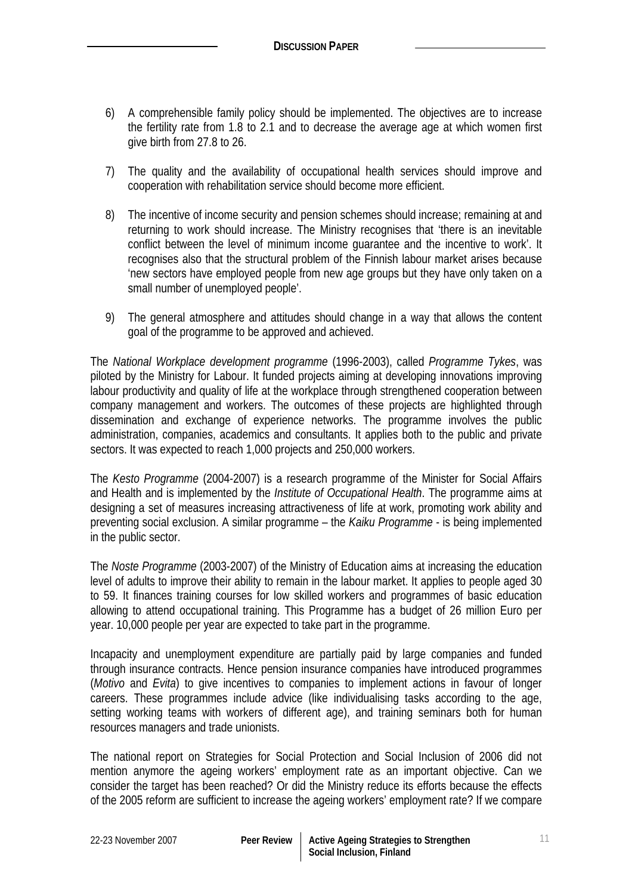6) A comprehensible family policy should be implemented. The objectives are to increase the fertility rate from 1.8 to 2.1 and to decrease the average age at which women first give birth from 27.8 to 26.

7) The quality and the availability of occupational health services should improve and cooperation with rehabilitation service should become more efficient.

8) The incentive of income security and pension schemes should increase; remaining at and returning to work should increase. The Ministry recognises that 'there is an inevitable conflict between the level of minimum income guarantee and the incentive to work'. It recognises also that the structural problem of the Finnish labour market arises because 'new sectors have employed people from new age groups but they have only taken on a small number of unemployed people'.

9) The general atmosphere and attitudes should change in a way that allows the content goal of the programme to be approved and achieved.

The *National Workplace development programme* (1996-2003), called *Programme Tykes*, was piloted by the Ministry for Labour. It funded projects aiming at developing innovations improving labour productivity and quality of life at the workplace through strengthened cooperation between company management and workers. The outcomes of these projects are highlighted through dissemination and exchange of experience networks. The programme involves the public administration, companies, academics and consultants. It applies both to the public and private sectors. It was expected to reach 1,000 projects and 250,000 workers.

The *Kesto Programme* (2004-2007) is a research programme of the Minister for Social Affairs and Health and is implemented by the *Institute of Occupational Health*. The programme aims at designing a set of measures increasing attractiveness of life at work, promoting work ability and preventing social exclusion. A similar programme – the *Kaiku Programme* - is being implemented in the public sector.

The *Noste Programme* (2003-2007) of the Ministry of Education aims at increasing the education level of adults to improve their ability to remain in the labour market. It applies to people aged 30 to 59. It finances training courses for low skilled workers and programmes of basic education allowing to attend occupational training. This Programme has a budget of 26 million Euro per year. 10,000 people per year are expected to take part in the programme.

Incapacity and unemployment expenditure are partially paid by large companies and funded through insurance contracts. Hence pension insurance companies have introduced programmes (*Motivo* and *Evita*) to give incentives to companies to implement actions in favour of longer careers. These programmes include advice (like individualising tasks according to the age, setting working teams with workers of different age), and training seminars both for human resources managers and trade unionists.

The national report on Strategies for Social Protection and Social Inclusion of 2006 did not mention anymore the ageing workers' employment rate as an important objective. Can we consider the target has been reached? Or did the Ministry reduce its efforts because the effects of the 2005 reform are sufficient to increase the ageing workers' employment rate? If we compare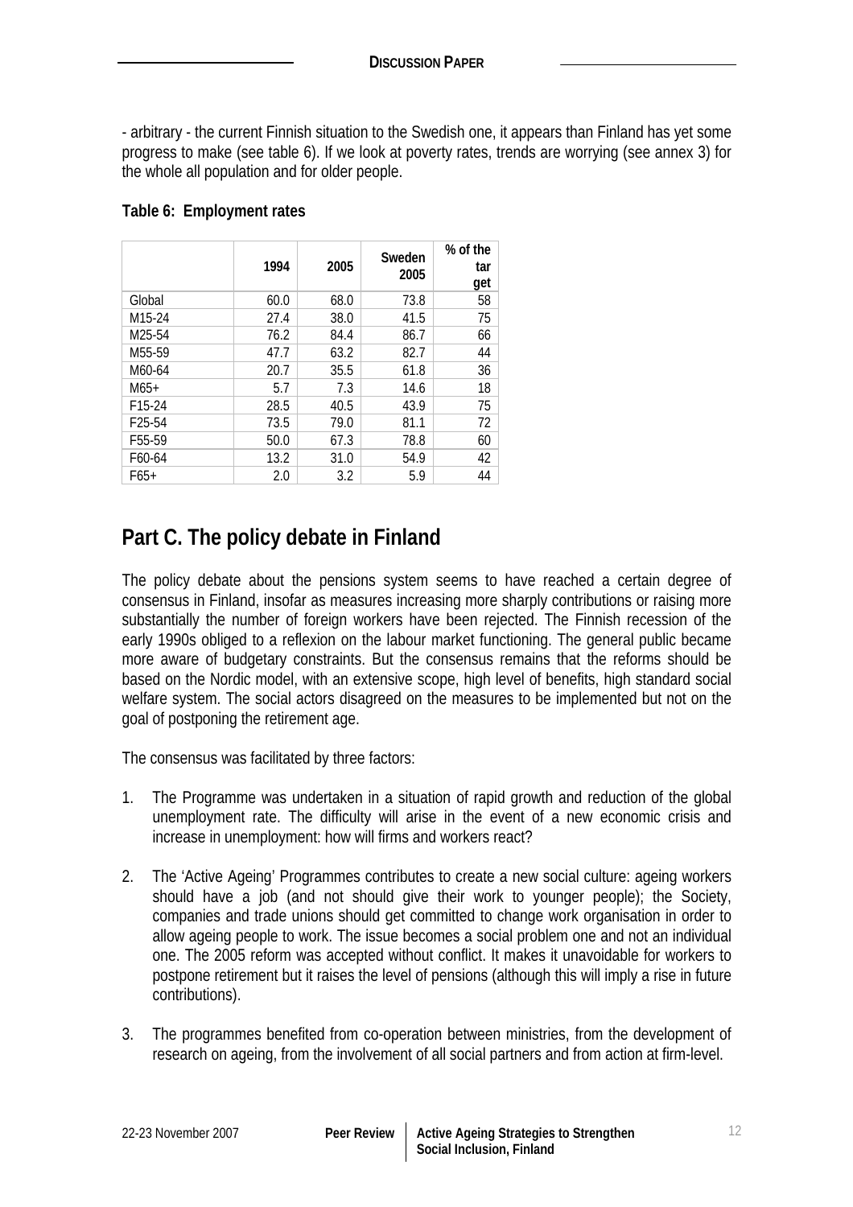- arbitrary - the current Finnish situation to the Swedish one, it appears than Finland has yet some progress to make (see table 6). If we look at poverty rates, trends are worrying (see annex 3) for the whole all population and for older people.

**Table 6: Employment rates**

| | 1994 | 2005 | Sweden 2005 | % of the tar get |
|---|---|---|---|---|
| Global | 60.0 | 68.0 | 73.8 | 58 |
| M15-24 | 27.4 | 38.0 | 41.5 | 75 |
| M25-54 | 76.2 | 84.4 | 86.7 | 66 |
| M55-59 | 47.7 | 63.2 | 82.7 | 44 |
| M60-64 | 20.7 | 35.5 | 61.8 | 36 |
| M65+ | 5.7 | 7.3 | 14.6 | 18 |
| F15-24 | 28.5 | 40.5 | 43.9 | 75 |
| F25-54 | 73.5 | 79.0 | 81.1 | 72 |
| F55-59 | 50.0 | 67.3 | 78.8 | 60 |
| F60-64 | 13.2 | 31.0 | 54.9 | 42 |
| F65+ | 2.0 | 3.2 | 5.9 | 44 |

# Part C. The policy debate in Finland

The policy debate about the pensions system seems to have reached a certain degree of consensus in Finland, insofar as measures increasing more sharply contributions or raising more substantially the number of foreign workers have been rejected. The Finnish recession of the early 1990s obliged to a reflexion on the labour market functioning. The general public became more aware of budgetary constraints. But the consensus remains that the reforms should be based on the Nordic model, with an extensive scope, high level of benefits, high standard social welfare system. The social actors disagreed on the measures to be implemented but not on the goal of postponing the retirement age.

The consensus was facilitated by three factors:

1. The Programme was undertaken in a situation of rapid growth and reduction of the global unemployment rate. The difficulty will arise in the event of a new economic crisis and increase in unemployment: how will firms and workers react?

2. The 'Active Ageing' Programmes contributes to create a new social culture: ageing workers should have a job (and not should give their work to younger people); the Society, companies and trade unions should get committed to change work organisation in order to allow ageing people to work. The issue becomes a social problem one and not an individual one. The 2005 reform was accepted without conflict. It makes it unavoidable for workers to postpone retirement but it raises the level of pensions (although this will imply a rise in future contributions).

3. The programmes benefited from co-operation between ministries, from the development of research on ageing, from the involvement of all social partners and from action at firm-level.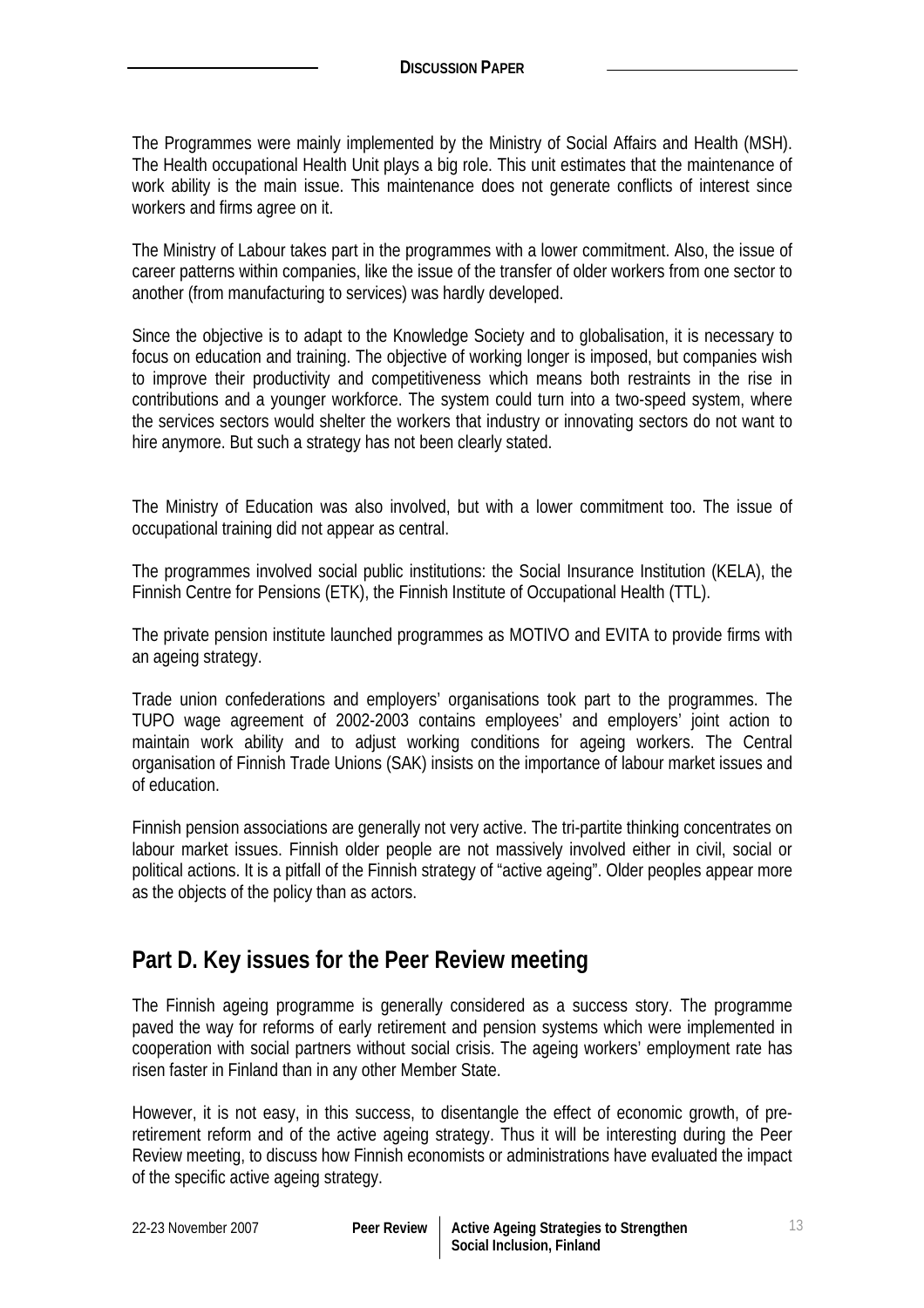The Programmes were mainly implemented by the Ministry of Social Affairs and Health (MSH). The Health occupational Health Unit plays a big role. This unit estimates that the maintenance of work ability is the main issue. This maintenance does not generate conflicts of interest since workers and firms agree on it.

The Ministry of Labour takes part in the programmes with a lower commitment. Also, the issue of career patterns within companies, like the issue of the transfer of older workers from one sector to another (from manufacturing to services) was hardly developed.

Since the objective is to adapt to the Knowledge Society and to globalisation, it is necessary to focus on education and training. The objective of working longer is imposed, but companies wish to improve their productivity and competitiveness which means both restraints in the rise in contributions and a younger workforce. The system could turn into a two-speed system, where the services sectors would shelter the workers that industry or innovating sectors do not want to hire anymore. But such a strategy has not been clearly stated.

The Ministry of Education was also involved, but with a lower commitment too. The issue of occupational training did not appear as central.

The programmes involved social public institutions: the Social Insurance Institution (KELA), the Finnish Centre for Pensions (ETK), the Finnish Institute of Occupational Health (TTL).

The private pension institute launched programmes as MOTIVO and EVITA to provide firms with an ageing strategy.

Trade union confederations and employers' organisations took part to the programmes. The TUPO wage agreement of 2002-2003 contains employees' and employers' joint action to maintain work ability and to adjust working conditions for ageing workers. The Central organisation of Finnish Trade Unions (SAK) insists on the importance of labour market issues and of education.

Finnish pension associations are generally not very active. The tri-partite thinking concentrates on labour market issues. Finnish older people are not massively involved either in civil, social or political actions. It is a pitfall of the Finnish strategy of "active ageing". Older peoples appear more as the objects of the policy than as actors.

## Part D. Key issues for the Peer Review meeting

The Finnish ageing programme is generally considered as a success story. The programme paved the way for reforms of early retirement and pension systems which were implemented in cooperation with social partners without social crisis. The ageing workers' employment rate has risen faster in Finland than in any other Member State.

However, it is not easy, in this success, to disentangle the effect of economic growth, of pre-retirement reform and of the active ageing strategy. Thus it will be interesting during the Peer Review meeting, to discuss how Finnish economists or administrations have evaluated the impact of the specific active ageing strategy.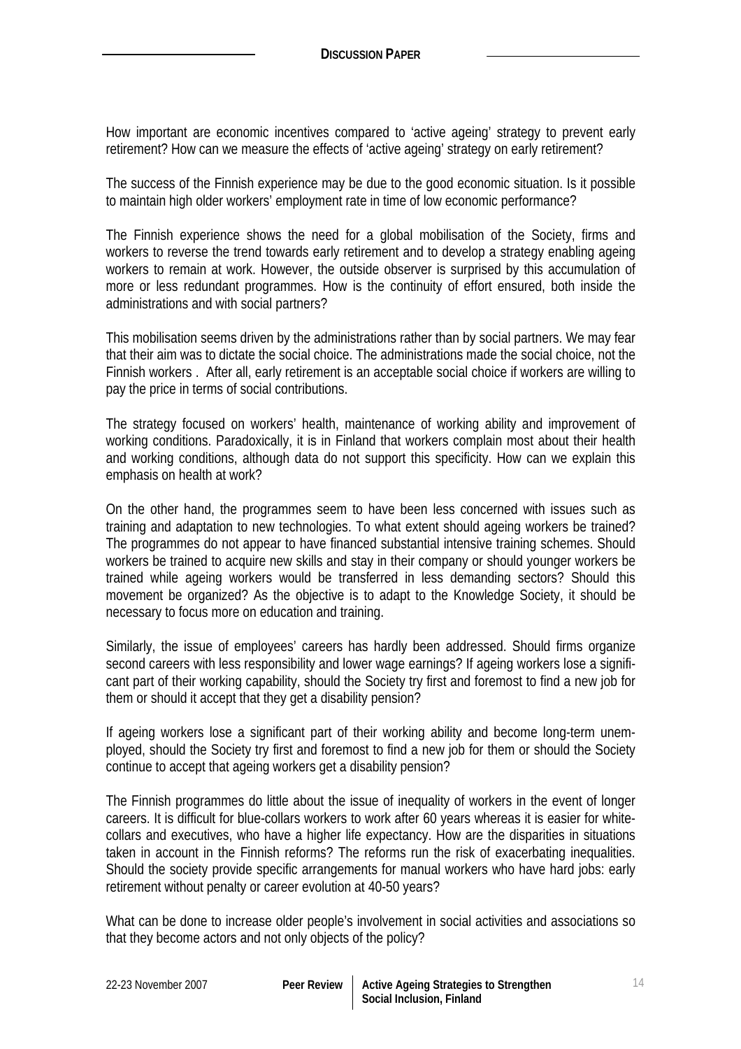How important are economic incentives compared to 'active ageing' strategy to prevent early retirement? How can we measure the effects of 'active ageing' strategy on early retirement?

The success of the Finnish experience may be due to the good economic situation. Is it possible to maintain high older workers' employment rate in time of low economic performance?

The Finnish experience shows the need for a global mobilisation of the Society, firms and workers to reverse the trend towards early retirement and to develop a strategy enabling ageing workers to remain at work. However, the outside observer is surprised by this accumulation of more or less redundant programmes. How is the continuity of effort ensured, both inside the administrations and with social partners?

This mobilisation seems driven by the administrations rather than by social partners. We may fear that their aim was to dictate the social choice. The administrations made the social choice, not the Finnish workers . After all, early retirement is an acceptable social choice if workers are willing to pay the price in terms of social contributions.

The strategy focused on workers' health, maintenance of working ability and improvement of working conditions. Paradoxically, it is in Finland that workers complain most about their health and working conditions, although data do not support this specificity. How can we explain this emphasis on health at work?

On the other hand, the programmes seem to have been less concerned with issues such as training and adaptation to new technologies. To what extent should ageing workers be trained? The programmes do not appear to have financed substantial intensive training schemes. Should workers be trained to acquire new skills and stay in their company or should younger workers be trained while ageing workers would be transferred in less demanding sectors? Should this movement be organized? As the objective is to adapt to the Knowledge Society, it should be necessary to focus more on education and training.

Similarly, the issue of employees' careers has hardly been addressed. Should firms organize second careers with less responsibility and lower wage earnings? If ageing workers lose a significant part of their working capability, should the Society try first and foremost to find a new job for them or should it accept that they get a disability pension?

If ageing workers lose a significant part of their working ability and become long-term unemployed, should the Society try first and foremost to find a new job for them or should the Society continue to accept that ageing workers get a disability pension?

The Finnish programmes do little about the issue of inequality of workers in the event of longer careers. It is difficult for blue-collars workers to work after 60 years whereas it is easier for white-collars and executives, who have a higher life expectancy. How are the disparities in situations taken in account in the Finnish reforms? The reforms run the risk of exacerbating inequalities. Should the society provide specific arrangements for manual workers who have hard jobs: early retirement without penalty or career evolution at 40-50 years?

What can be done to increase older people's involvement in social activities and associations so that they become actors and not only objects of the policy?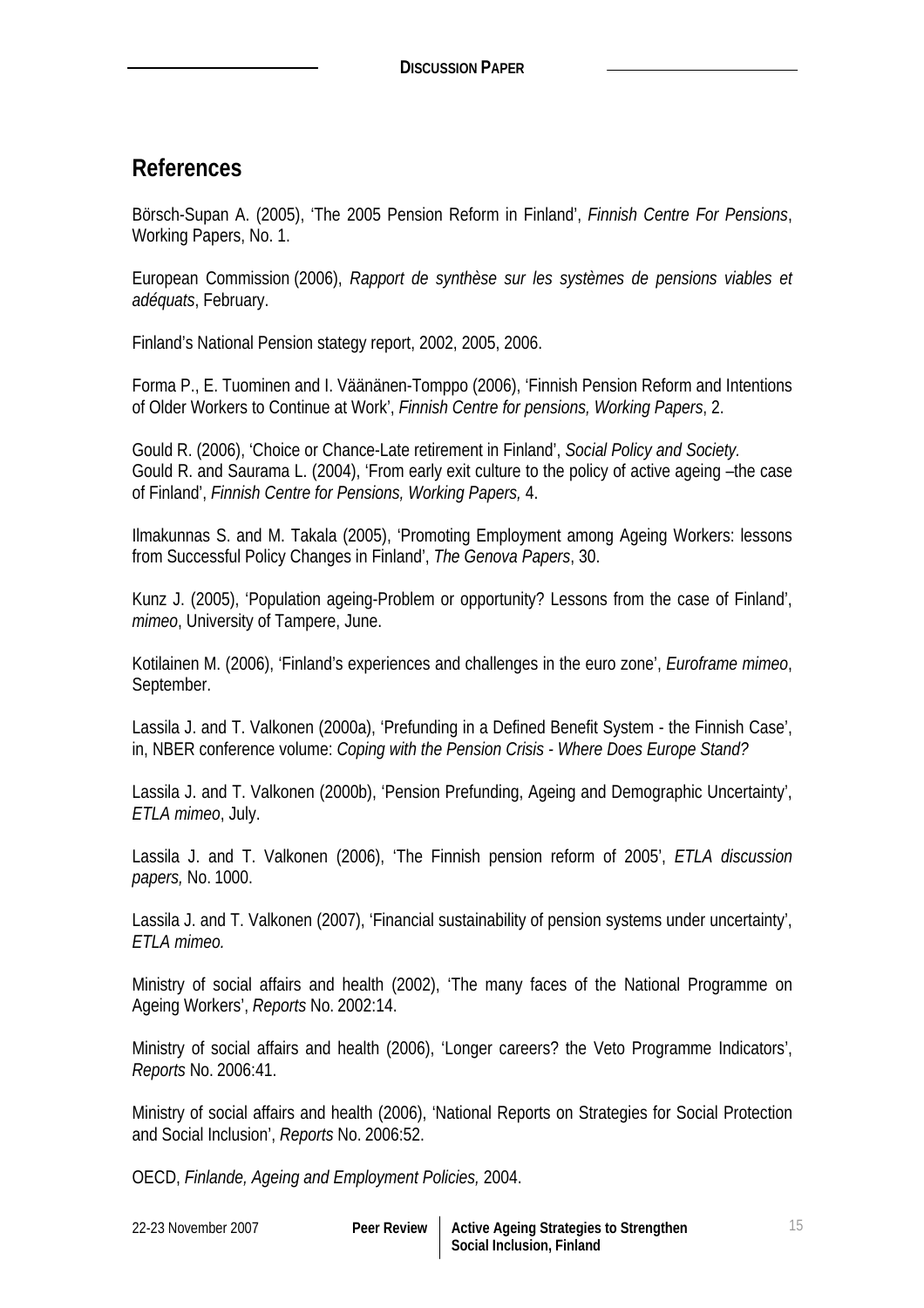## References

Börsch-Supan A. (2005), 'The 2005 Pension Reform in Finland', *Finnish Centre For Pensions*, Working Papers, No. 1.

European Commission (2006), *Rapport de synthèse sur les systèmes de pensions viables et adéquats*, February.

Finland's National Pension stategy report, 2002, 2005, 2006.

Forma P., E. Tuominen and I. Väänänen-Tomppo (2006), 'Finnish Pension Reform and Intentions of Older Workers to Continue at Work', *Finnish Centre for pensions, Working Papers*, 2.

Gould R. (2006), 'Choice or Chance-Late retirement in Finland', *Social Policy and Society.*
Gould R. and Saurama L. (2004), 'From early exit culture to the policy of active ageing –the case of Finland', *Finnish Centre for Pensions, Working Papers,* 4.

Ilmakunnas S. and M. Takala (2005), 'Promoting Employment among Ageing Workers: lessons from Successful Policy Changes in Finland', *The Genova Papers*, 30.

Kunz J. (2005), 'Population ageing-Problem or opportunity? Lessons from the case of Finland', *mimeo*, University of Tampere, June.

Kotilainen M. (2006), 'Finland's experiences and challenges in the euro zone', *Euroframe mimeo*, September.

Lassila J. and T. Valkonen (2000a), 'Prefunding in a Defined Benefit System - the Finnish Case', in, NBER conference volume: *Coping with the Pension Crisis - Where Does Europe Stand?*

Lassila J. and T. Valkonen (2000b), 'Pension Prefunding, Ageing and Demographic Uncertainty', *ETLA mimeo*, July.

Lassila J. and T. Valkonen (2006), 'The Finnish pension reform of 2005', *ETLA discussion papers,* No. 1000.

Lassila J. and T. Valkonen (2007), 'Financial sustainability of pension systems under uncertainty', *ETLA mimeo.*

Ministry of social affairs and health (2002), 'The many faces of the National Programme on Ageing Workers', *Reports* No. 2002:14.

Ministry of social affairs and health (2006), 'Longer careers? the Veto Programme Indicators', *Reports* No. 2006:41.

Ministry of social affairs and health (2006), 'National Reports on Strategies for Social Protection and Social Inclusion', *Reports* No. 2006:52.

OECD, *Finlande, Ageing and Employment Policies,* 2004.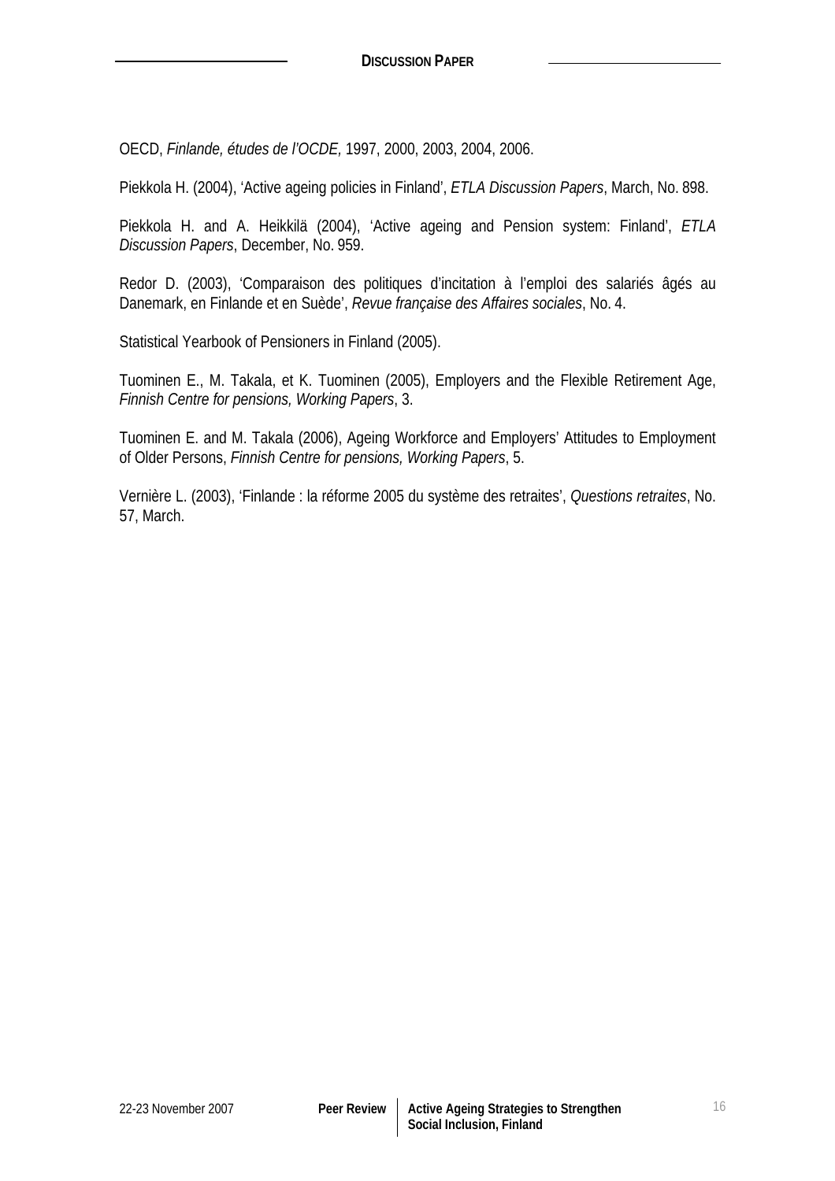OECD, *Finlande, études de l'OCDE,* 1997, 2000, 2003, 2004, 2006.

Piekkola H. (2004), 'Active ageing policies in Finland', *ETLA Discussion Papers*, March, No. 898.

Piekkola H. and A. Heikkilä (2004), 'Active ageing and Pension system: Finland', *ETLA Discussion Papers*, December, No. 959.

Redor D. (2003), 'Comparaison des politiques d'incitation à l'emploi des salariés âgés au Danemark, en Finlande et en Suède', *Revue française des Affaires sociales*, No. 4.

Statistical Yearbook of Pensioners in Finland (2005).

Tuominen E., M. Takala, et K. Tuominen (2005), Employers and the Flexible Retirement Age, *Finnish Centre for pensions, Working Papers*, 3.

Tuominen E. and M. Takala (2006), Ageing Workforce and Employers' Attitudes to Employment of Older Persons, *Finnish Centre for pensions, Working Papers*, 5.

Vernière L. (2003), 'Finlande : la réforme 2005 du système des retraites', *Questions retraites*, No. 57, March.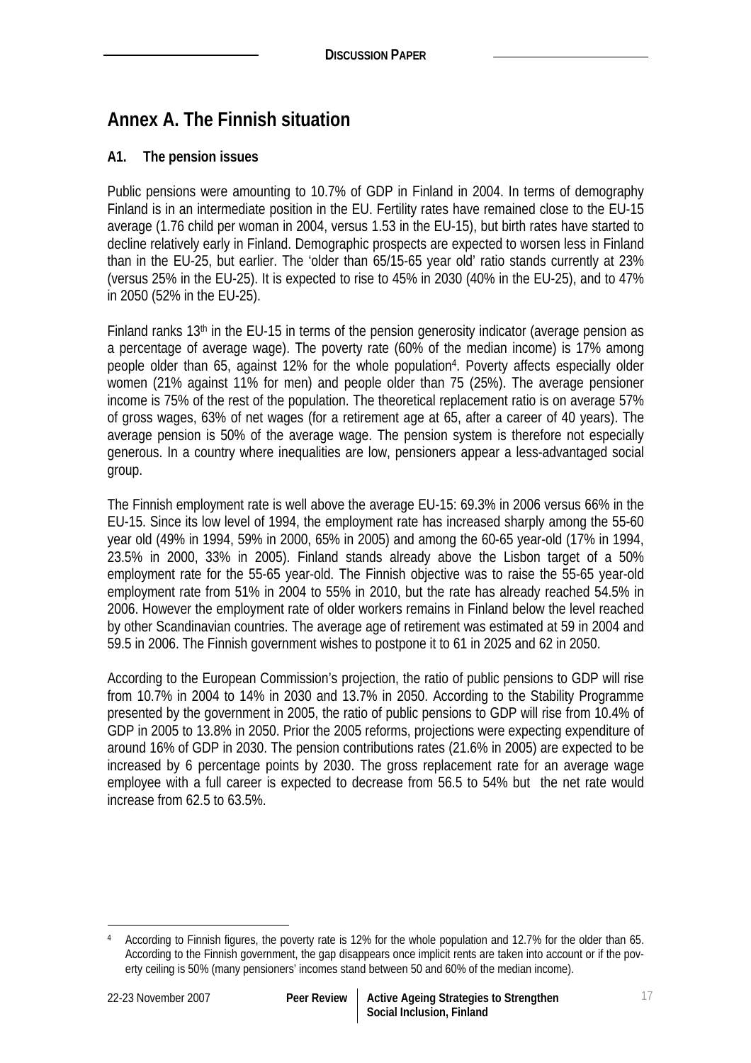# Annex A. The Finnish situation

## A1. The pension issues

Public pensions were amounting to 10.7% of GDP in Finland in 2004. In terms of demography Finland is in an intermediate position in the EU. Fertility rates have remained close to the EU-15 average (1.76 child per woman in 2004, versus 1.53 in the EU-15), but birth rates have started to decline relatively early in Finland. Demographic prospects are expected to worsen less in Finland than in the EU-25, but earlier. The 'older than 65/15-65 year old' ratio stands currently at 23% (versus 25% in the EU-25). It is expected to rise to 45% in 2030 (40% in the EU-25), and to 47% in 2050 (52% in the EU-25).

Finland ranks 13th in the EU-15 in terms of the pension generosity indicator (average pension as a percentage of average wage). The poverty rate (60% of the median income) is 17% among people older than 65, against 12% for the whole population[4]. Poverty affects especially older women (21% against 11% for men) and people older than 75 (25%). The average pensioner income is 75% of the rest of the population. The theoretical replacement ratio is on average 57% of gross wages, 63% of net wages (for a retirement age at 65, after a career of 40 years). The average pension is 50% of the average wage. The pension system is therefore not especially generous. In a country where inequalities are low, pensioners appear a less-advantaged social group.

The Finnish employment rate is well above the average EU-15: 69.3% in 2006 versus 66% in the EU-15. Since its low level of 1994, the employment rate has increased sharply among the 55-60 year old (49% in 1994, 59% in 2000, 65% in 2005) and among the 60-65 year-old (17% in 1994, 23.5% in 2000, 33% in 2005). Finland stands already above the Lisbon target of a 50% employment rate for the 55-65 year-old. The Finnish objective was to raise the 55-65 year-old employment rate from 51% in 2004 to 55% in 2010, but the rate has already reached 54.5% in 2006. However the employment rate of older workers remains in Finland below the level reached by other Scandinavian countries. The average age of retirement was estimated at 59 in 2004 and 59.5 in 2006. The Finnish government wishes to postpone it to 61 in 2025 and 62 in 2050.

According to the European Commission's projection, the ratio of public pensions to GDP will rise from 10.7% in 2004 to 14% in 2030 and 13.7% in 2050. According to the Stability Programme presented by the government in 2005, the ratio of public pensions to GDP will rise from 10.4% of GDP in 2005 to 13.8% in 2050. Prior the 2005 reforms, projections were expecting expenditure of around 16% of GDP in 2030. The pension contributions rates (21.6% in 2005) are expected to be increased by 6 percentage points by 2030. The gross replacement rate for an average wage employee with a full career is expected to decrease from 56.5 to 54% but the net rate would increase from 62.5 to 63.5%.

---

[4] According to Finnish figures, the poverty rate is 12% for the whole population and 12.7% for the older than 65. According to the Finnish government, the gap disappears once implicit rents are taken into account or if the poverty ceiling is 50% (many pensioners' incomes stand between 50 and 60% of the median income).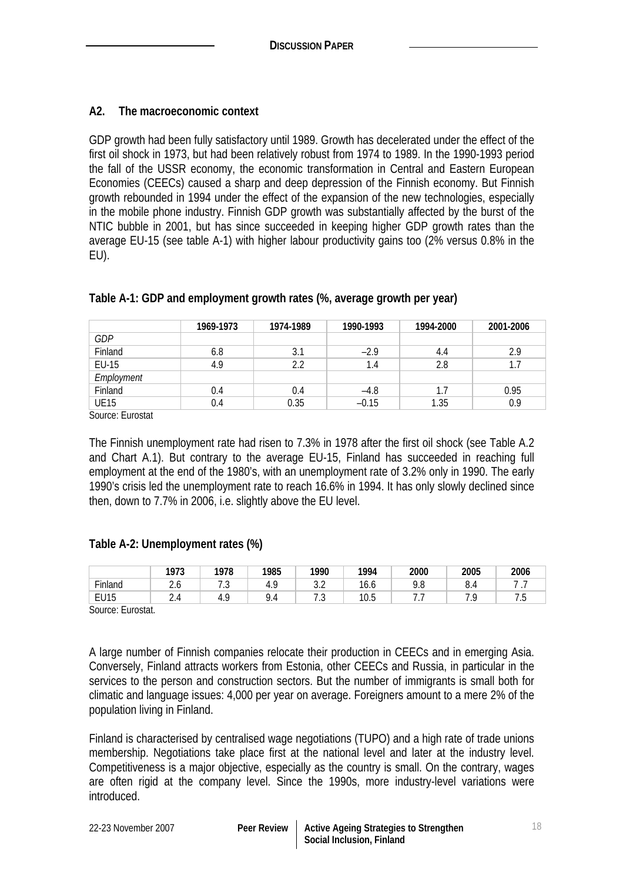## A2. The macroeconomic context

GDP growth had been fully satisfactory until 1989. Growth has decelerated under the effect of the first oil shock in 1973, but had been relatively robust from 1974 to 1989. In the 1990-1993 period the fall of the USSR economy, the economic transformation in Central and Eastern European Economies (CEECs) caused a sharp and deep depression of the Finnish economy. But Finnish growth rebounded in 1994 under the effect of the expansion of the new technologies, especially in the mobile phone industry. Finnish GDP growth was substantially affected by the burst of the NTIC bubble in 2001, but has since succeeded in keeping higher GDP growth rates than the average EU-15 (see table A-1) with higher labour productivity gains too (2% versus 0.8% in the EU).

**Table A-1: GDP and employment growth rates (%, average growth per year)**

| | 1969-1973 | 1974-1989 | 1990-1993 | 1994-2000 | 2001-2006 |
|---|---|---|---|---|---|
| *GDP* | | | | | |
| Finland | 6.8 | 3.1 | –2.9 | 4.4 | 2.9 |
| EU-15 | 4.9 | 2.2 | 1.4 | 2.8 | 1.7 |
| *Employment* | | | | | |
| Finland | 0.4 | 0.4 | –4.8 | 1.7 | 0.95 |
| UE15 | 0.4 | 0.35 | –0.15 | 1.35 | 0.9 |

Source: Eurostat

The Finnish unemployment rate had risen to 7.3% in 1978 after the first oil shock (see Table A.2 and Chart A.1). But contrary to the average EU-15, Finland has succeeded in reaching full employment at the end of the 1980's, with an unemployment rate of 3.2% only in 1990. The early 1990's crisis led the unemployment rate to reach 16.6% in 1994. It has only slowly declined since then, down to 7.7% in 2006, i.e. slightly above the EU level.

**Table A-2: Unemployment rates (%)**

| | 1973 | 1978 | 1985 | 1990 | 1994 | 2000 | 2005 | 2006 |
|---|---|---|---|---|---|---|---|---|
| Finland | 2.6 | 7.3 | 4.9 | 3.2 | 16.6 | 9.8 | 8.4 | 7.7 |
| EU15 | 2.4 | 4.9 | 9.4 | 7.3 | 10.5 | 7.7 | 7.9 | 7.5 |

Source: Eurostat.

A large number of Finnish companies relocate their production in CEECs and in emerging Asia. Conversely, Finland attracts workers from Estonia, other CEECs and Russia, in particular in the services to the person and construction sectors. But the number of immigrants is small both for climatic and language issues: 4,000 per year on average. Foreigners amount to a mere 2% of the population living in Finland.

Finland is characterised by centralised wage negotiations (TUPO) and a high rate of trade unions membership. Negotiations take place first at the national level and later at the industry level. Competitiveness is a major objective, especially as the country is small. On the contrary, wages are often rigid at the company level. Since the 1990s, more industry-level variations were introduced.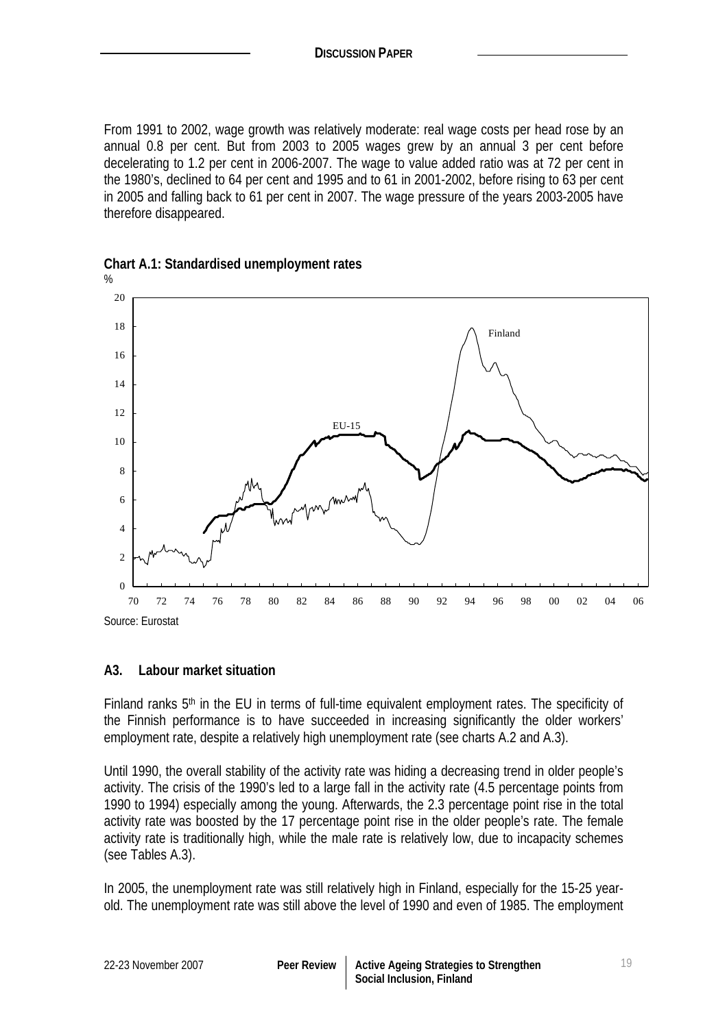From 1991 to 2002, wage growth was relatively moderate: real wage costs per head rose by an annual 0.8 per cent. But from 2003 to 2005 wages grew by an annual 3 per cent before decelerating to 1.2 per cent in 2006-2007. The wage to value added ratio was at 72 per cent in the 1980's, declined to 64 per cent and 1995 and to 61 in 2001-2002, before rising to 63 per cent in 2005 and falling back to 61 per cent in 2007. The wage pressure of the years 2003-2005 have therefore disappeared.

**Chart A.1: Standardised unemployment rates**

Source: Eurostat

### A3. Labour market situation

Finland ranks 5th in the EU in terms of full-time equivalent employment rates. The specificity of the Finnish performance is to have succeeded in increasing significantly the older workers' employment rate, despite a relatively high unemployment rate (see charts A.2 and A.3).

Until 1990, the overall stability of the activity rate was hiding a decreasing trend in older people's activity. The crisis of the 1990's led to a large fall in the activity rate (4.5 percentage points from 1990 to 1994) especially among the young. Afterwards, the 2.3 percentage point rise in the total activity rate was boosted by the 17 percentage point rise in the older people's rate. The female activity rate is traditionally high, while the male rate is relatively low, due to incapacity schemes (see Tables A.3).

In 2005, the unemployment rate was still relatively high in Finland, especially for the 15-25 year-old. The unemployment rate was still above the level of 1990 and even of 1985. The employment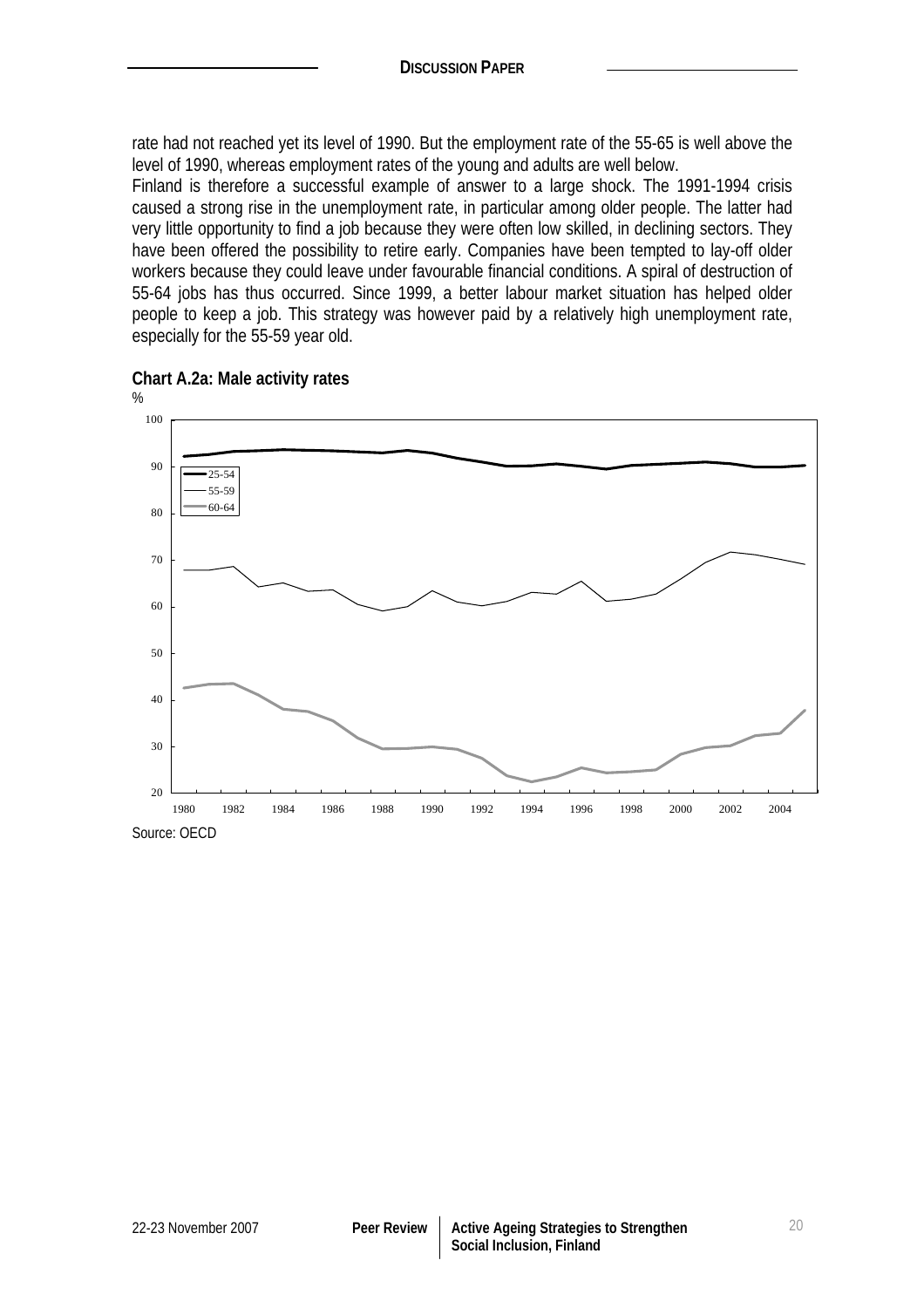rate had not reached yet its level of 1990. But the employment rate of the 55-65 is well above the level of 1990, whereas employment rates of the young and adults are well below.

Finland is therefore a successful example of answer to a large shock. The 1991-1994 crisis caused a strong rise in the unemployment rate, in particular among older people. The latter had very little opportunity to find a job because they were often low skilled, in declining sectors. They have been offered the possibility to retire early. Companies have been tempted to lay-off older workers because they could leave under favourable financial conditions. A spiral of destruction of 55-64 jobs has thus occurred. Since 1999, a better labour market situation has helped older people to keep a job. This strategy was however paid by a relatively high unemployment rate, especially for the 55-59 year old.

**Chart A.2a: Male activity rates**

Source: OECD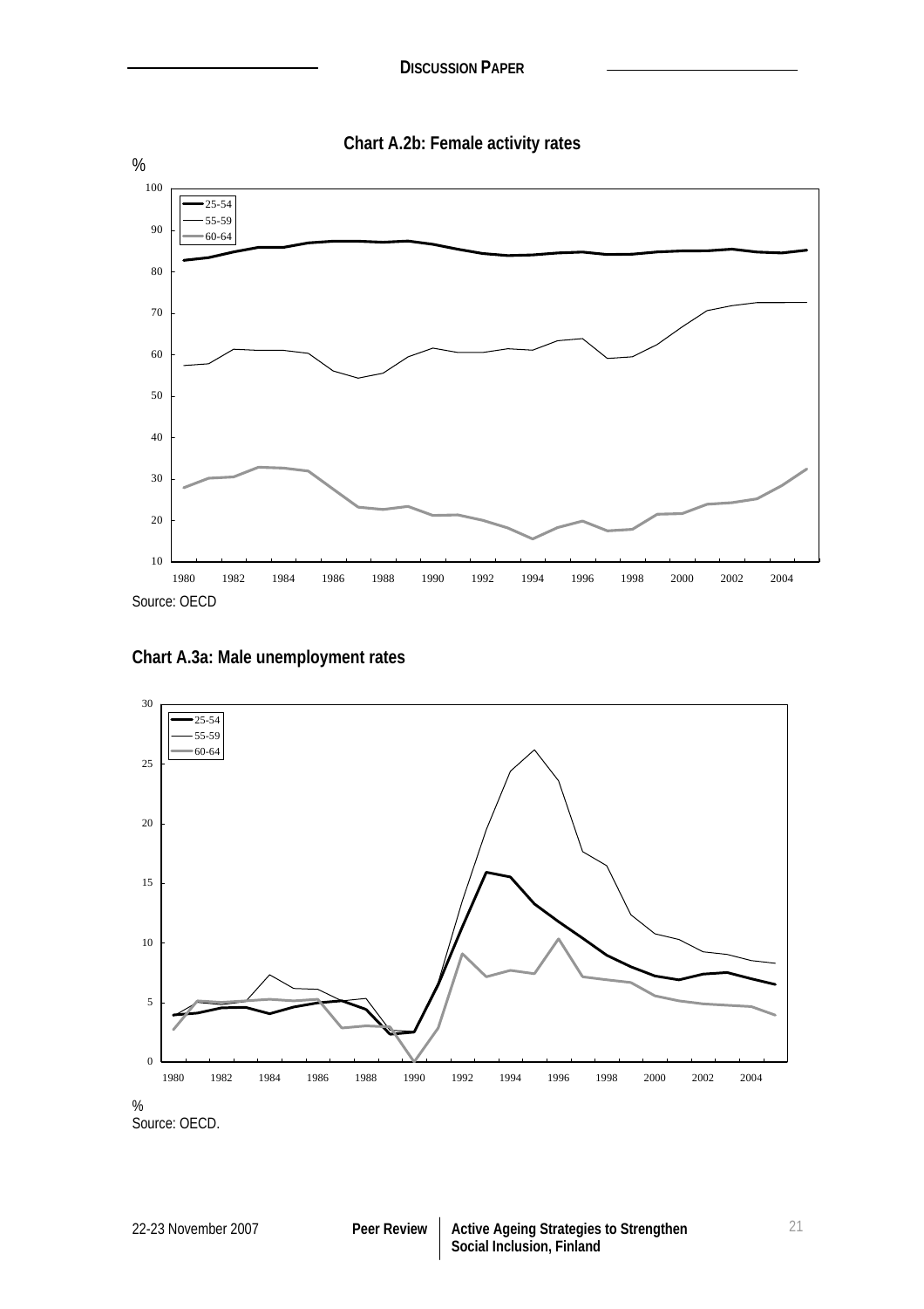**Chart A.2b: Female activity rates**

%

Source: OECD

**Chart A.3a: Male unemployment rates**

%

Source: OECD.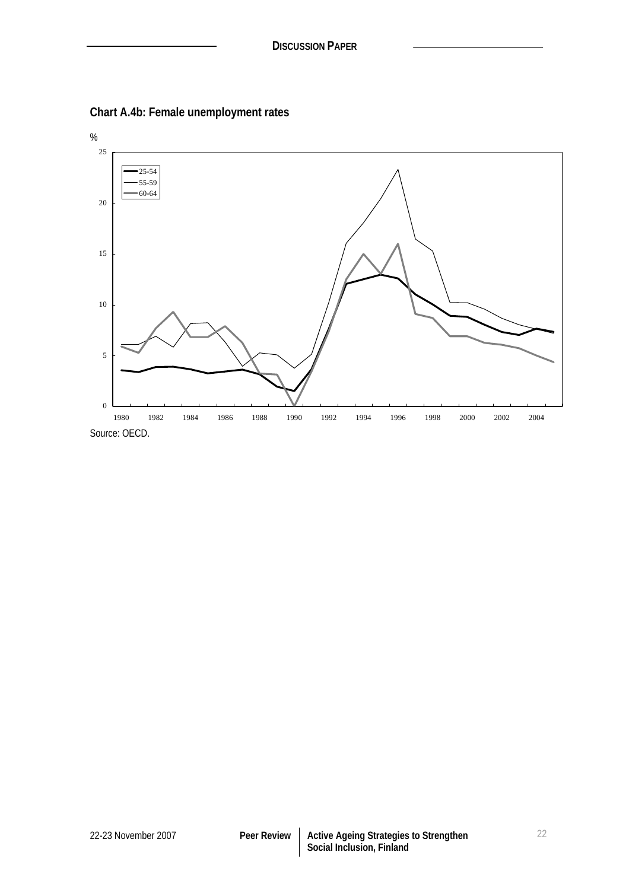**Chart A.4b: Female unemployment rates**

Source: OECD.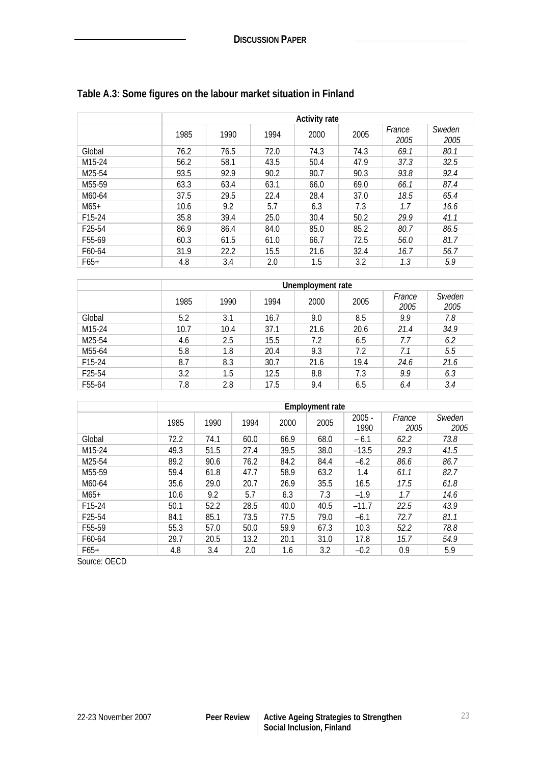## Table A.3: Some figures on the labour market situation in Finland

| | Activity rate | | | | | | |
|---|---|---|---|---|---|---|---|
| | 1985 | 1990 | 1994 | 2000 | 2005 | *France 2005* | *Sweden 2005* |
| Global | 76.2 | 76.5 | 72.0 | 74.3 | 74.3 | *69.1* | *80.1* |
| M15-24 | 56.2 | 58.1 | 43.5 | 50.4 | 47.9 | *37.3* | *32.5* |
| M25-54 | 93.5 | 92.9 | 90.2 | 90.7 | 90.3 | *93.8* | *92.4* |
| M55-59 | 63.3 | 63.4 | 63.1 | 66.0 | 69.0 | *66.1* | *87.4* |
| M60-64 | 37.5 | 29.5 | 22.4 | 28.4 | 37.0 | *18.5* | *65.4* |
| M65+ | 10.6 | 9.2 | 5.7 | 6.3 | 7.3 | *1.7* | *16.6* |
| F15-24 | 35.8 | 39.4 | 25.0 | 30.4 | 50.2 | *29.9* | *41.1* |
| F25-54 | 86.9 | 86.4 | 84.0 | 85.0 | 85.2 | *80.7* | *86.5* |
| F55-69 | 60.3 | 61.5 | 61.0 | 66.7 | 72.5 | *56.0* | *81.7* |
| F60-64 | 31.9 | 22.2 | 15.5 | 21.6 | 32.4 | *16.7* | *56.7* |
| F65+ | 4.8 | 3.4 | 2.0 | 1.5 | 3.2 | *1.3* | *5.9* |

| | Unemployment rate | | | | | | |
|---|---|---|---|---|---|---|---|
| | 1985 | 1990 | 1994 | 2000 | 2005 | *France 2005* | *Sweden 2005* |
| Global | 5.2 | 3.1 | 16.7 | 9.0 | 8.5 | *9.9* | *7.8* |
| M15-24 | 10.7 | 10.4 | 37.1 | 21.6 | 20.6 | *21.4* | *34.9* |
| M25-54 | 4.6 | 2.5 | 15.5 | 7.2 | 6.5 | *7.7* | *6.2* |
| M55-64 | 5.8 | 1.8 | 20.4 | 9.3 | 7.2 | *7.1* | *5.5* |
| F15-24 | 8.7 | 8.3 | 30.7 | 21.6 | 19.4 | *24.6* | *21.6* |
| F25-54 | 3.2 | 1.5 | 12.5 | 8.8 | 7.3 | *9.9* | *6.3* |
| F55-64 | 7.8 | 2.8 | 17.5 | 9.4 | 6.5 | *6.4* | *3.4* |

| | Employment rate | | | | | | | |
|---|---|---|---|---|---|---|---|---|
| | 1985 | 1990 | 1994 | 2000 | 2005 | 2005 - 1990 | *France 2005* | *Sweden 2005* |
| Global | 72.2 | 74.1 | 60.0 | 66.9 | 68.0 | – 6.1 | *62.2* | *73.8* |
| M15-24 | 49.3 | 51.5 | 27.4 | 39.5 | 38.0 | –13.5 | *29.3* | *41.5* |
| M25-54 | 89.2 | 90.6 | 76.2 | 84.2 | 84.4 | –6.2 | *86.6* | *86.7* |
| M55-59 | 59.4 | 61.8 | 47.7 | 58.9 | 63.2 | 1.4 | *61.1* | *82.7* |
| M60-64 | 35.6 | 29.0 | 20.7 | 26.9 | 35.5 | 16.5 | *17.5* | *61.8* |
| M65+ | 10.6 | 9.2 | 5.7 | 6.3 | 7.3 | –1.9 | *1.7* | *14.6* |
| F15-24 | 50.1 | 52.2 | 28.5 | 40.0 | 40.5 | –11.7 | *22.5* | *43.9* |
| F25-54 | 84.1 | 85.1 | 73.5 | 77.5 | 79.0 | –6.1 | *72.7* | *81.1* |
| F55-59 | 55.3 | 57.0 | 50.0 | 59.9 | 67.3 | 10.3 | *52.2* | *78.8* |
| F60-64 | 29.7 | 20.5 | 13.2 | 20.1 | 31.0 | 17.8 | *15.7* | *54.9* |
| F65+ | 4.8 | 3.4 | 2.0 | 1.6 | 3.2 | –0.2 | 0.9 | 5.9 |

Source: OECD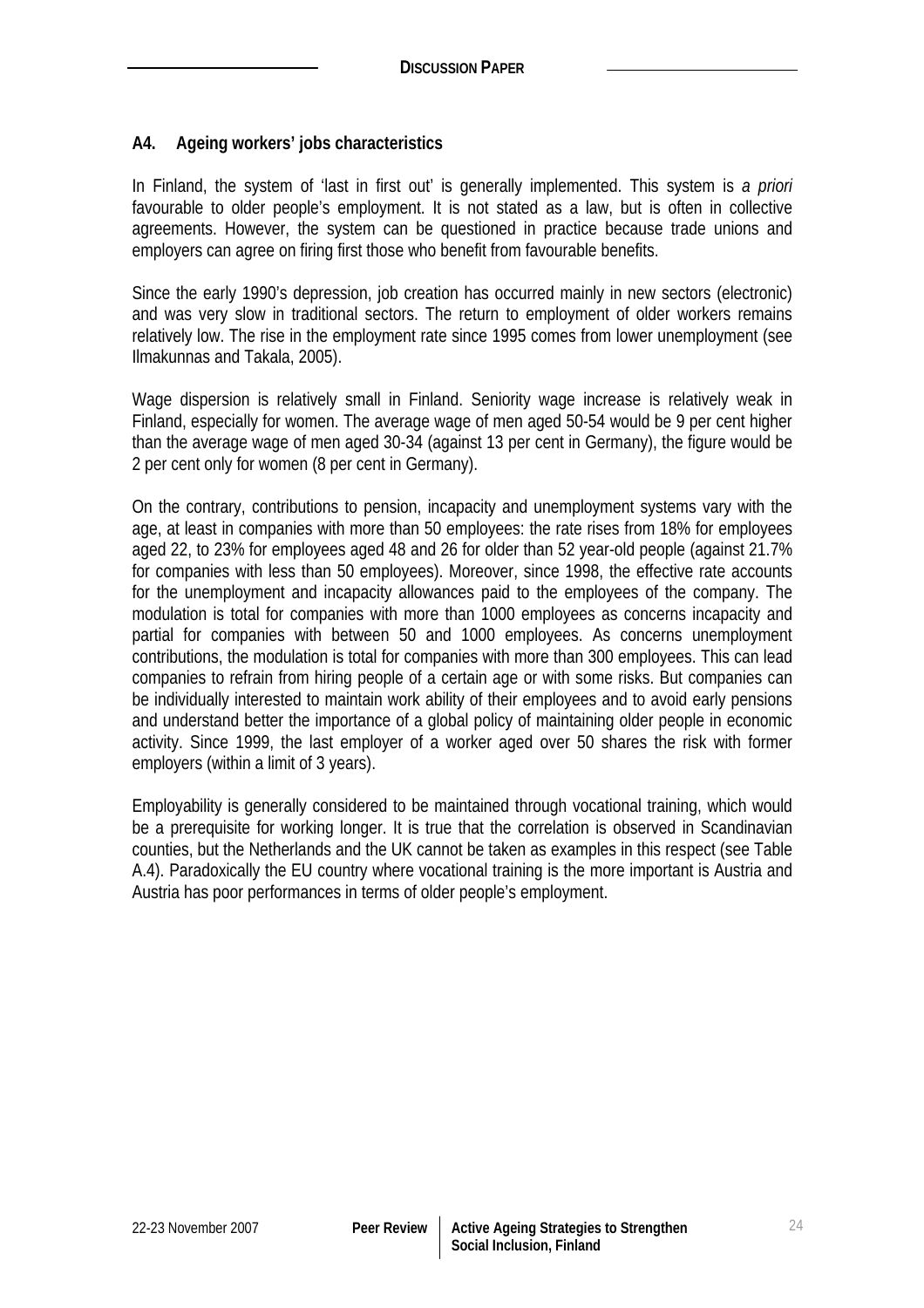### A4. Ageing workers' jobs characteristics

In Finland, the system of 'last in first out' is generally implemented. This system is *a priori* favourable to older people's employment. It is not stated as a law, but is often in collective agreements. However, the system can be questioned in practice because trade unions and employers can agree on firing first those who benefit from favourable benefits.

Since the early 1990's depression, job creation has occurred mainly in new sectors (electronic) and was very slow in traditional sectors. The return to employment of older workers remains relatively low. The rise in the employment rate since 1995 comes from lower unemployment (see Ilmakunnas and Takala, 2005).

Wage dispersion is relatively small in Finland. Seniority wage increase is relatively weak in Finland, especially for women. The average wage of men aged 50-54 would be 9 per cent higher than the average wage of men aged 30-34 (against 13 per cent in Germany), the figure would be 2 per cent only for women (8 per cent in Germany).

On the contrary, contributions to pension, incapacity and unemployment systems vary with the age, at least in companies with more than 50 employees: the rate rises from 18% for employees aged 22, to 23% for employees aged 48 and 26 for older than 52 year-old people (against 21.7% for companies with less than 50 employees). Moreover, since 1998, the effective rate accounts for the unemployment and incapacity allowances paid to the employees of the company. The modulation is total for companies with more than 1000 employees as concerns incapacity and partial for companies with between 50 and 1000 employees. As concerns unemployment contributions, the modulation is total for companies with more than 300 employees. This can lead companies to refrain from hiring people of a certain age or with some risks. But companies can be individually interested to maintain work ability of their employees and to avoid early pensions and understand better the importance of a global policy of maintaining older people in economic activity. Since 1999, the last employer of a worker aged over 50 shares the risk with former employers (within a limit of 3 years).

Employability is generally considered to be maintained through vocational training, which would be a prerequisite for working longer. It is true that the correlation is observed in Scandinavian counties, but the Netherlands and the UK cannot be taken as examples in this respect (see Table A.4). Paradoxically the EU country where vocational training is the more important is Austria and Austria has poor performances in terms of older people's employment.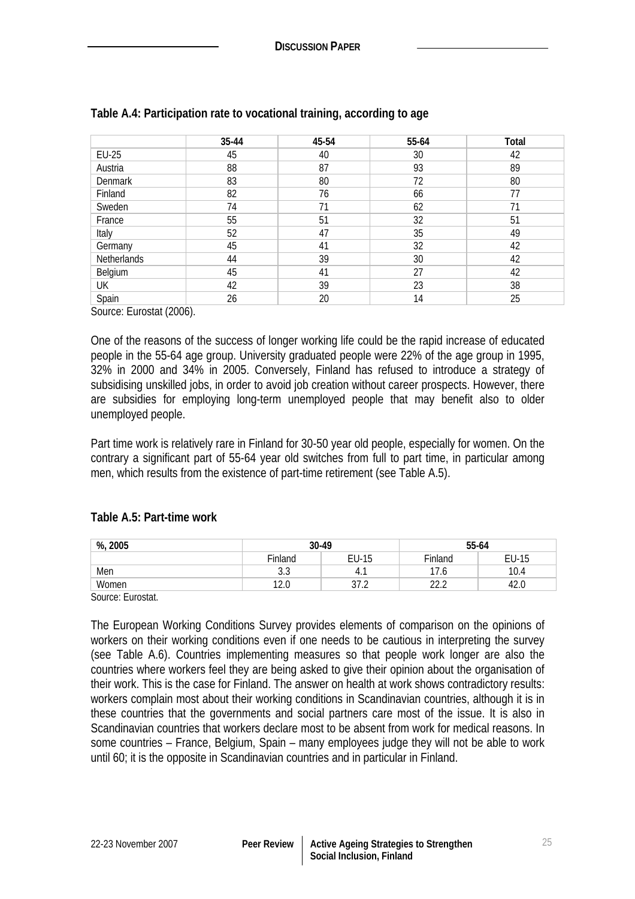**Table A.4: Participation rate to vocational training, according to age**

| | 35-44 | 45-54 | 55-64 | Total |
|---|---|---|---|---|
| EU-25 | 45 | 40 | 30 | 42 |
| Austria | 88 | 87 | 93 | 89 |
| Denmark | 83 | 80 | 72 | 80 |
| Finland | 82 | 76 | 66 | 77 |
| Sweden | 74 | 71 | 62 | 71 |
| France | 55 | 51 | 32 | 51 |
| Italy | 52 | 47 | 35 | 49 |
| Germany | 45 | 41 | 32 | 42 |
| Netherlands | 44 | 39 | 30 | 42 |
| Belgium | 45 | 41 | 27 | 42 |
| UK | 42 | 39 | 23 | 38 |
| Spain | 26 | 20 | 14 | 25 |

Source: Eurostat (2006).

One of the reasons of the success of longer working life could be the rapid increase of educated people in the 55-64 age group. University graduated people were 22% of the age group in 1995, 32% in 2000 and 34% in 2005. Conversely, Finland has refused to introduce a strategy of subsidising unskilled jobs, in order to avoid job creation without career prospects. However, there are subsidies for employing long-term unemployed people that may benefit also to older unemployed people.

Part time work is relatively rare in Finland for 30-50 year old people, especially for women. On the contrary a significant part of 55-64 year old switches from full to part time, in particular among men, which results from the existence of part-time retirement (see Table A.5).

**Table A.5: Part-time work**

| %, 2005 | 30-49 | | 55-64 | |
|---|---|---|---|---|
| | Finland | EU-15 | Finland | EU-15 |
| Men | 3.3 | 4.1 | 17.6 | 10.4 |
| Women | 12.0 | 37.2 | 22.2 | 42.0 |

Source: Eurostat.

The European Working Conditions Survey provides elements of comparison on the opinions of workers on their working conditions even if one needs to be cautious in interpreting the survey (see Table A.6). Countries implementing measures so that people work longer are also the countries where workers feel they are being asked to give their opinion about the organisation of their work. This is the case for Finland. The answer on health at work shows contradictory results: workers complain most about their working conditions in Scandinavian countries, although it is in these countries that the governments and social partners care most of the issue. It is also in Scandinavian countries that workers declare most to be absent from work for medical reasons. In some countries – France, Belgium, Spain – many employees judge they will not be able to work until 60; it is the opposite in Scandinavian countries and in particular in Finland.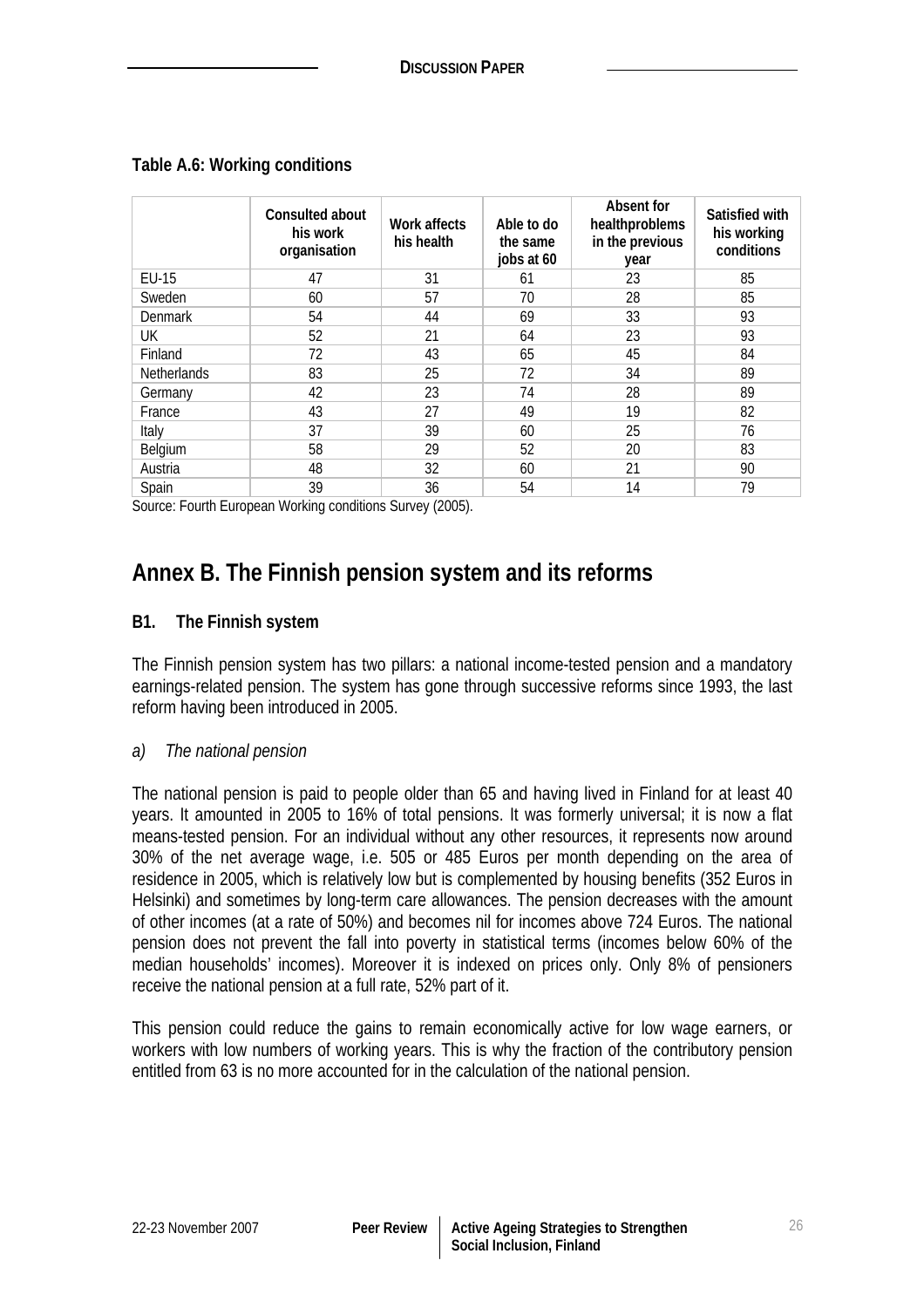**Table A.6: Working conditions**

| | Consulted about his work organisation | Work affects his health | Able to do the same jobs at 60 | Absent for healthproblems in the previous year | Satisfied with his working conditions |
|---|---|---|---|---|---|
| EU-15 | 47 | 31 | 61 | 23 | 85 |
| Sweden | 60 | 57 | 70 | 28 | 85 |
| Denmark | 54 | 44 | 69 | 33 | 93 |
| UK | 52 | 21 | 64 | 23 | 93 |
| Finland | 72 | 43 | 65 | 45 | 84 |
| Netherlands | 83 | 25 | 72 | 34 | 89 |
| Germany | 42 | 23 | 74 | 28 | 89 |
| France | 43 | 27 | 49 | 19 | 82 |
| Italy | 37 | 39 | 60 | 25 | 76 |
| Belgium | 58 | 29 | 52 | 20 | 83 |
| Austria | 48 | 32 | 60 | 21 | 90 |
| Spain | 39 | 36 | 54 | 14 | 79 |

Source: Fourth European Working conditions Survey (2005).

# Annex B. The Finnish pension system and its reforms

## B1. The Finnish system

The Finnish pension system has two pillars: a national income-tested pension and a mandatory earnings-related pension. The system has gone through successive reforms since 1993, the last reform having been introduced in 2005.

*a) The national pension*

The national pension is paid to people older than 65 and having lived in Finland for at least 40 years. It amounted in 2005 to 16% of total pensions. It was formerly universal; it is now a flat means-tested pension. For an individual without any other resources, it represents now around 30% of the net average wage, i.e. 505 or 485 Euros per month depending on the area of residence in 2005, which is relatively low but is complemented by housing benefits (352 Euros in Helsinki) and sometimes by long-term care allowances. The pension decreases with the amount of other incomes (at a rate of 50%) and becomes nil for incomes above 724 Euros. The national pension does not prevent the fall into poverty in statistical terms (incomes below 60% of the median households' incomes). Moreover it is indexed on prices only. Only 8% of pensioners receive the national pension at a full rate, 52% part of it.

This pension could reduce the gains to remain economically active for low wage earners, or workers with low numbers of working years. This is why the fraction of the contributory pension entitled from 63 is no more accounted for in the calculation of the national pension.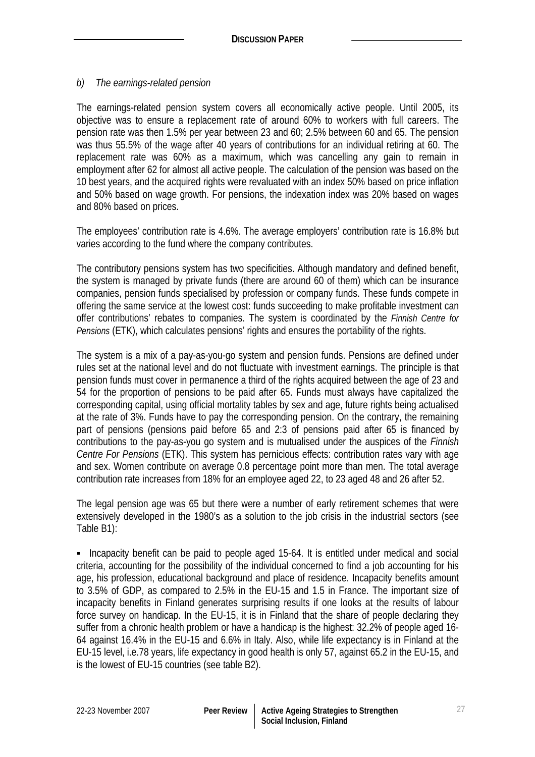*b) The earnings-related pension*

The earnings-related pension system covers all economically active people. Until 2005, its objective was to ensure a replacement rate of around 60% to workers with full careers. The pension rate was then 1.5% per year between 23 and 60; 2.5% between 60 and 65. The pension was thus 55.5% of the wage after 40 years of contributions for an individual retiring at 60. The replacement rate was 60% as a maximum, which was cancelling any gain to remain in employment after 62 for almost all active people. The calculation of the pension was based on the 10 best years, and the acquired rights were revaluated with an index 50% based on price inflation and 50% based on wage growth. For pensions, the indexation index was 20% based on wages and 80% based on prices.

The employees' contribution rate is 4.6%. The average employers' contribution rate is 16.8% but varies according to the fund where the company contributes.

The contributory pensions system has two specificities. Although mandatory and defined benefit, the system is managed by private funds (there are around 60 of them) which can be insurance companies, pension funds specialised by profession or company funds. These funds compete in offering the same service at the lowest cost: funds succeeding to make profitable investment can offer contributions' rebates to companies. The system is coordinated by the *Finnish Centre for Pensions* (ETK), which calculates pensions' rights and ensures the portability of the rights.

The system is a mix of a pay-as-you-go system and pension funds. Pensions are defined under rules set at the national level and do not fluctuate with investment earnings. The principle is that pension funds must cover in permanence a third of the rights acquired between the age of 23 and 54 for the proportion of pensions to be paid after 65. Funds must always have capitalized the corresponding capital, using official mortality tables by sex and age, future rights being actualised at the rate of 3%. Funds have to pay the corresponding pension. On the contrary, the remaining part of pensions (pensions paid before 65 and 2:3 of pensions paid after 65 is financed by contributions to the pay-as-you go system and is mutualised under the auspices of the *Finnish Centre For Pensions* (ETK). This system has pernicious effects: contribution rates vary with age and sex. Women contribute on average 0.8 percentage point more than men. The total average contribution rate increases from 18% for an employee aged 22, to 23 aged 48 and 26 after 52.

The legal pension age was 65 but there were a number of early retirement schemes that were extensively developed in the 1980's as a solution to the job crisis in the industrial sectors (see Table B1):

- Incapacity benefit can be paid to people aged 15-64. It is entitled under medical and social criteria, accounting for the possibility of the individual concerned to find a job accounting for his age, his profession, educational background and place of residence. Incapacity benefits amount to 3.5% of GDP, as compared to 2.5% in the EU-15 and 1.5 in France. The important size of incapacity benefits in Finland generates surprising results if one looks at the results of labour force survey on handicap. In the EU-15, it is in Finland that the share of people declaring they suffer from a chronic health problem or have a handicap is the highest: 32.2% of people aged 16-64 against 16.4% in the EU-15 and 6.6% in Italy. Also, while life expectancy is in Finland at the EU-15 level, i.e.78 years, life expectancy in good health is only 57, against 65.2 in the EU-15, and is the lowest of EU-15 countries (see table B2).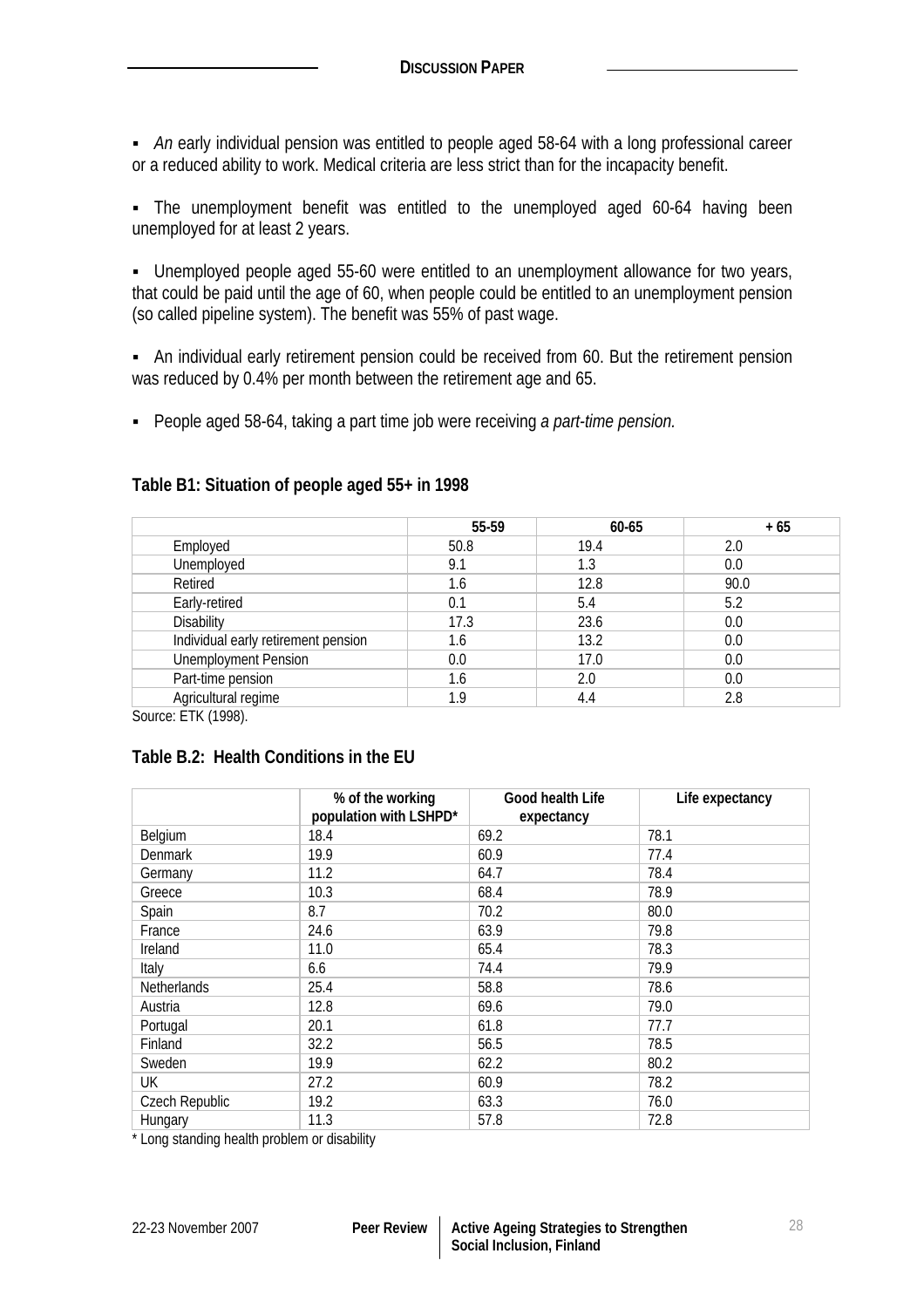- *An* early individual pension was entitled to people aged 58-64 with a long professional career or a reduced ability to work. Medical criteria are less strict than for the incapacity benefit.

- The unemployment benefit was entitled to the unemployed aged 60-64 having been unemployed for at least 2 years.

- Unemployed people aged 55-60 were entitled to an unemployment allowance for two years, that could be paid until the age of 60, when people could be entitled to an unemployment pension (so called pipeline system). The benefit was 55% of past wage.

- An individual early retirement pension could be received from 60. But the retirement pension was reduced by 0.4% per month between the retirement age and 65.

- People aged 58-64, taking a part time job were receiving *a part-time pension.*

**Table B1: Situation of people aged 55+ in 1998**

| | 55-59 | 60-65 | + 65 |
|---|---|---|---|
| Employed | 50.8 | 19.4 | 2.0 |
| Unemployed | 9.1 | 1.3 | 0.0 |
| Retired | 1.6 | 12.8 | 90.0 |
| Early-retired | 0.1 | 5.4 | 5.2 |
| Disability | 17.3 | 23.6 | 0.0 |
| Individual early retirement pension | 1.6 | 13.2 | 0.0 |
| Unemployment Pension | 0.0 | 17.0 | 0.0 |
| Part-time pension | 1.6 | 2.0 | 0.0 |
| Agricultural regime | 1.9 | 4.4 | 2.8 |

Source: ETK (1998).

**Table B.2: Health Conditions in the EU**

| | % of the working population with LSHPD* | Good health Life expectancy | Life expectancy |
|---|---|---|---|
| Belgium | 18.4 | 69.2 | 78.1 |
| Denmark | 19.9 | 60.9 | 77.4 |
| Germany | 11.2 | 64.7 | 78.4 |
| Greece | 10.3 | 68.4 | 78.9 |
| Spain | 8.7 | 70.2 | 80.0 |
| France | 24.6 | 63.9 | 79.8 |
| Ireland | 11.0 | 65.4 | 78.3 |
| Italy | 6.6 | 74.4 | 79.9 |
| Netherlands | 25.4 | 58.8 | 78.6 |
| Austria | 12.8 | 69.6 | 79.0 |
| Portugal | 20.1 | 61.8 | 77.7 |
| Finland | 32.2 | 56.5 | 78.5 |
| Sweden | 19.9 | 62.2 | 80.2 |
| UK | 27.2 | 60.9 | 78.2 |
| Czech Republic | 19.2 | 63.3 | 76.0 |
| Hungary | 11.3 | 57.8 | 72.8 |

\* Long standing health problem or disability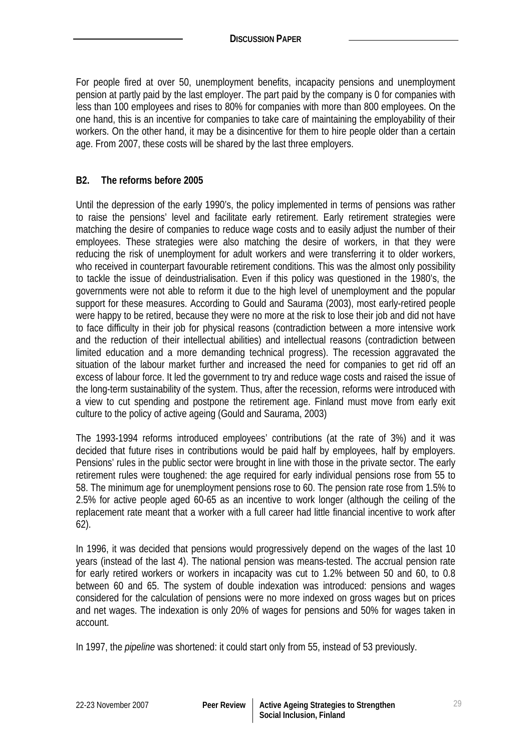For people fired at over 50, unemployment benefits, incapacity pensions and unemployment pension at partly paid by the last employer. The part paid by the company is 0 for companies with less than 100 employees and rises to 80% for companies with more than 800 employees. On the one hand, this is an incentive for companies to take care of maintaining the employability of their workers. On the other hand, it may be a disincentive for them to hire people older than a certain age. From 2007, these costs will be shared by the last three employers.

### B2. The reforms before 2005

Until the depression of the early 1990's, the policy implemented in terms of pensions was rather to raise the pensions' level and facilitate early retirement. Early retirement strategies were matching the desire of companies to reduce wage costs and to easily adjust the number of their employees. These strategies were also matching the desire of workers, in that they were reducing the risk of unemployment for adult workers and were transferring it to older workers, who received in counterpart favourable retirement conditions. This was the almost only possibility to tackle the issue of deindustrialisation. Even if this policy was questioned in the 1980's, the governments were not able to reform it due to the high level of unemployment and the popular support for these measures. According to Gould and Saurama (2003), most early-retired people were happy to be retired, because they were no more at the risk to lose their job and did not have to face difficulty in their job for physical reasons (contradiction between a more intensive work and the reduction of their intellectual abilities) and intellectual reasons (contradiction between limited education and a more demanding technical progress). The recession aggravated the situation of the labour market further and increased the need for companies to get rid off an excess of labour force. It led the government to try and reduce wage costs and raised the issue of the long-term sustainability of the system. Thus, after the recession, reforms were introduced with a view to cut spending and postpone the retirement age. Finland must move from early exit culture to the policy of active ageing (Gould and Saurama, 2003)

The 1993-1994 reforms introduced employees' contributions (at the rate of 3%) and it was decided that future rises in contributions would be paid half by employees, half by employers. Pensions' rules in the public sector were brought in line with those in the private sector. The early retirement rules were toughened: the age required for early individual pensions rose from 55 to 58. The minimum age for unemployment pensions rose to 60. The pension rate rose from 1.5% to 2.5% for active people aged 60-65 as an incentive to work longer (although the ceiling of the replacement rate meant that a worker with a full career had little financial incentive to work after 62).

In 1996, it was decided that pensions would progressively depend on the wages of the last 10 years (instead of the last 4). The national pension was means-tested. The accrual pension rate for early retired workers or workers in incapacity was cut to 1.2% between 50 and 60, to 0.8 between 60 and 65. The system of double indexation was introduced: pensions and wages considered for the calculation of pensions were no more indexed on gross wages but on prices and net wages. The indexation is only 20% of wages for pensions and 50% for wages taken in account.

In 1997, the *pipeline* was shortened: it could start only from 55, instead of 53 previously.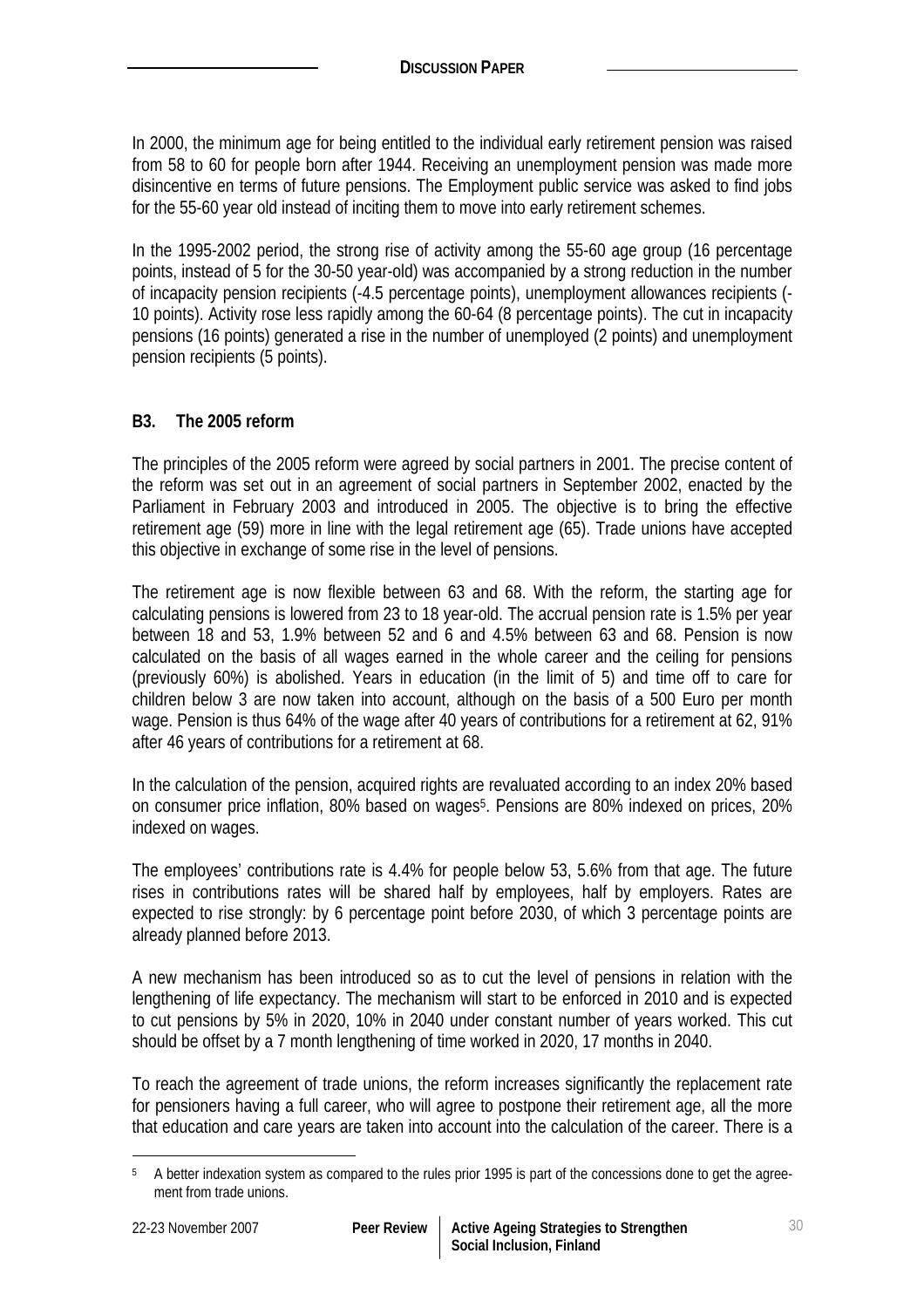In 2000, the minimum age for being entitled to the individual early retirement pension was raised from 58 to 60 for people born after 1944. Receiving an unemployment pension was made more disincentive en terms of future pensions. The Employment public service was asked to find jobs for the 55-60 year old instead of inciting them to move into early retirement schemes.

In the 1995-2002 period, the strong rise of activity among the 55-60 age group (16 percentage points, instead of 5 for the 30-50 year-old) was accompanied by a strong reduction in the number of incapacity pension recipients (-4.5 percentage points), unemployment allowances recipients (-10 points). Activity rose less rapidly among the 60-64 (8 percentage points). The cut in incapacity pensions (16 points) generated a rise in the number of unemployed (2 points) and unemployment pension recipients (5 points).

### B3. The 2005 reform

The principles of the 2005 reform were agreed by social partners in 2001. The precise content of the reform was set out in an agreement of social partners in September 2002, enacted by the Parliament in February 2003 and introduced in 2005. The objective is to bring the effective retirement age (59) more in line with the legal retirement age (65). Trade unions have accepted this objective in exchange of some rise in the level of pensions.

The retirement age is now flexible between 63 and 68. With the reform, the starting age for calculating pensions is lowered from 23 to 18 year-old. The accrual pension rate is 1.5% per year between 18 and 53, 1.9% between 52 and 6 and 4.5% between 63 and 68. Pension is now calculated on the basis of all wages earned in the whole career and the ceiling for pensions (previously 60%) is abolished. Years in education (in the limit of 5) and time off to care for children below 3 are now taken into account, although on the basis of a 500 Euro per month wage. Pension is thus 64% of the wage after 40 years of contributions for a retirement at 62, 91% after 46 years of contributions for a retirement at 68.

In the calculation of the pension, acquired rights are revaluated according to an index 20% based on consumer price inflation, 80% based on wages[5]. Pensions are 80% indexed on prices, 20% indexed on wages.

The employees' contributions rate is 4.4% for people below 53, 5.6% from that age. The future rises in contributions rates will be shared half by employees, half by employers. Rates are expected to rise strongly: by 6 percentage point before 2030, of which 3 percentage points are already planned before 2013.

A new mechanism has been introduced so as to cut the level of pensions in relation with the lengthening of life expectancy. The mechanism will start to be enforced in 2010 and is expected to cut pensions by 5% in 2020, 10% in 2040 under constant number of years worked. This cut should be offset by a 7 month lengthening of time worked in 2020, 17 months in 2040.

To reach the agreement of trade unions, the reform increases significantly the replacement rate for pensioners having a full career, who will agree to postpone their retirement age, all the more that education and care years are taken into account into the calculation of the career. There is a

[5] A better indexation system as compared to the rules prior 1995 is part of the concessions done to get the agreement from trade unions.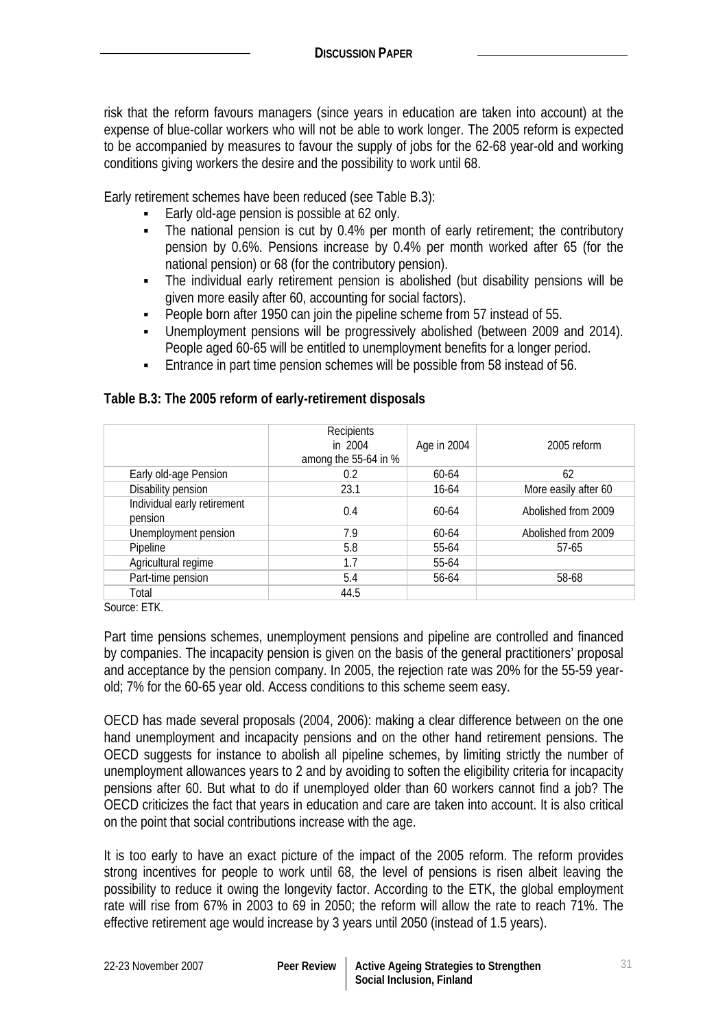risk that the reform favours managers (since years in education are taken into account) at the expense of blue-collar workers who will not be able to work longer. The 2005 reform is expected to be accompanied by measures to favour the supply of jobs for the 62-68 year-old and working conditions giving workers the desire and the possibility to work until 68.

Early retirement schemes have been reduced (see Table B.3):

- Early old-age pension is possible at 62 only.
- The national pension is cut by 0.4% per month of early retirement; the contributory pension by 0.6%. Pensions increase by 0.4% per month worked after 65 (for the national pension) or 68 (for the contributory pension).
- The individual early retirement pension is abolished (but disability pensions will be given more easily after 60, accounting for social factors).
- People born after 1950 can join the pipeline scheme from 57 instead of 55.
- Unemployment pensions will be progressively abolished (between 2009 and 2014). People aged 60-65 will be entitled to unemployment benefits for a longer period.
- Entrance in part time pension schemes will be possible from 58 instead of 56.

**Table B.3: The 2005 reform of early-retirement disposals**

| | Recipients in 2004 among the 55-64 in % | Age in 2004 | 2005 reform |
|---|---|---|---|
| Early old-age Pension | 0.2 | 60-64 | 62 |
| Disability pension | 23.1 | 16-64 | More easily after 60 |
| Individual early retirement pension | 0.4 | 60-64 | Abolished from 2009 |
| Unemployment pension | 7.9 | 60-64 | Abolished from 2009 |
| Pipeline | 5.8 | 55-64 | 57-65 |
| Agricultural regime | 1.7 | 55-64 | |
| Part-time pension | 5.4 | 56-64 | 58-68 |
| Total | 44.5 | | |

Source: ETK.

Part time pensions schemes, unemployment pensions and pipeline are controlled and financed by companies. The incapacity pension is given on the basis of the general practitioners' proposal and acceptance by the pension company. In 2005, the rejection rate was 20% for the 55-59 year-old; 7% for the 60-65 year old. Access conditions to this scheme seem easy.

OECD has made several proposals (2004, 2006): making a clear difference between on the one hand unemployment and incapacity pensions and on the other hand retirement pensions. The OECD suggests for instance to abolish all pipeline schemes, by limiting strictly the number of unemployment allowances years to 2 and by avoiding to soften the eligibility criteria for incapacity pensions after 60. But what to do if unemployed older than 60 workers cannot find a job? The OECD criticizes the fact that years in education and care are taken into account. It is also critical on the point that social contributions increase with the age.

It is too early to have an exact picture of the impact of the 2005 reform. The reform provides strong incentives for people to work until 68, the level of pensions is risen albeit leaving the possibility to reduce it owing the longevity factor. According to the ETK, the global employment rate will rise from 67% in 2003 to 69 in 2050; the reform will allow the rate to reach 71%. The effective retirement age would increase by 3 years until 2050 (instead of 1.5 years).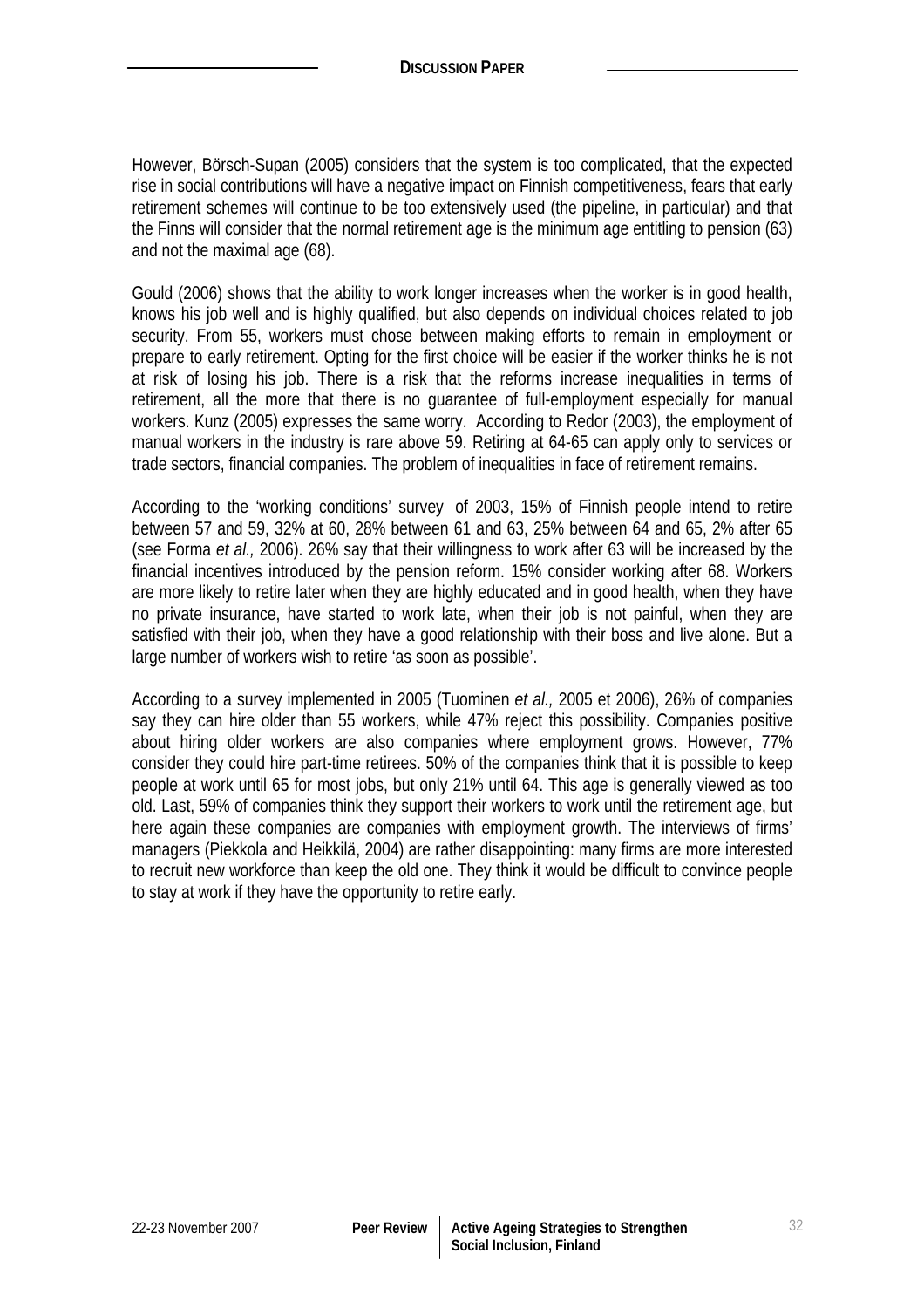However, Börsch-Supan (2005) considers that the system is too complicated, that the expected rise in social contributions will have a negative impact on Finnish competitiveness, fears that early retirement schemes will continue to be too extensively used (the pipeline, in particular) and that the Finns will consider that the normal retirement age is the minimum age entitling to pension (63) and not the maximal age (68).

Gould (2006) shows that the ability to work longer increases when the worker is in good health, knows his job well and is highly qualified, but also depends on individual choices related to job security. From 55, workers must chose between making efforts to remain in employment or prepare to early retirement. Opting for the first choice will be easier if the worker thinks he is not at risk of losing his job. There is a risk that the reforms increase inequalities in terms of retirement, all the more that there is no guarantee of full-employment especially for manual workers. Kunz (2005) expresses the same worry. According to Redor (2003), the employment of manual workers in the industry is rare above 59. Retiring at 64-65 can apply only to services or trade sectors, financial companies. The problem of inequalities in face of retirement remains.

According to the 'working conditions' survey of 2003, 15% of Finnish people intend to retire between 57 and 59, 32% at 60, 28% between 61 and 63, 25% between 64 and 65, 2% after 65 (see Forma *et al.,* 2006). 26% say that their willingness to work after 63 will be increased by the financial incentives introduced by the pension reform. 15% consider working after 68. Workers are more likely to retire later when they are highly educated and in good health, when they have no private insurance, have started to work late, when their job is not painful, when they are satisfied with their job, when they have a good relationship with their boss and live alone. But a large number of workers wish to retire 'as soon as possible'.

According to a survey implemented in 2005 (Tuominen *et al.,* 2005 et 2006), 26% of companies say they can hire older than 55 workers, while 47% reject this possibility. Companies positive about hiring older workers are also companies where employment grows. However, 77% consider they could hire part-time retirees. 50% of the companies think that it is possible to keep people at work until 65 for most jobs, but only 21% until 64. This age is generally viewed as too old. Last, 59% of companies think they support their workers to work until the retirement age, but here again these companies are companies with employment growth. The interviews of firms' managers (Piekkola and Heikkilä, 2004) are rather disappointing: many firms are more interested to recruit new workforce than keep the old one. They think it would be difficult to convince people to stay at work if they have the opportunity to retire early.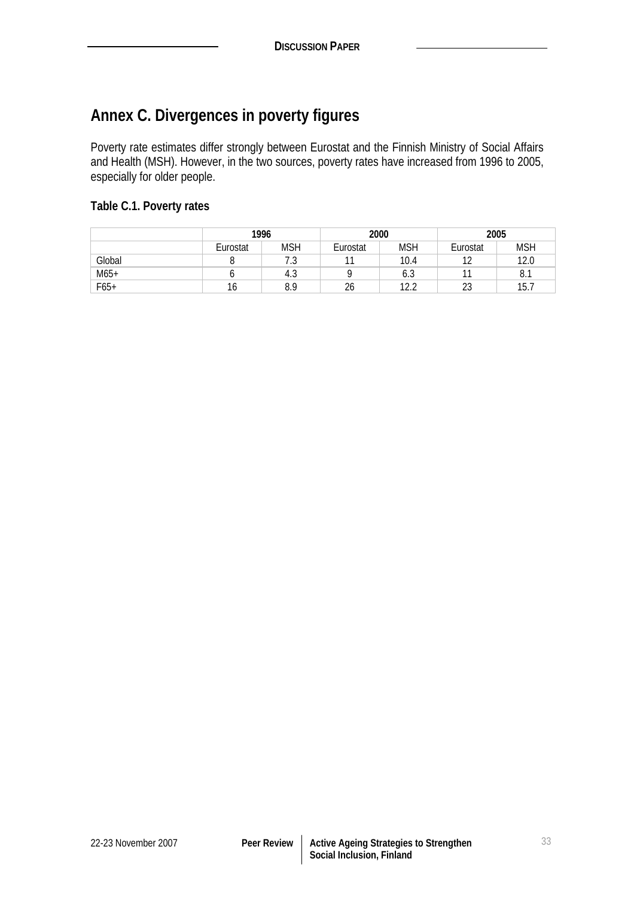# Annex C. Divergences in poverty figures

Poverty rate estimates differ strongly between Eurostat and the Finnish Ministry of Social Affairs and Health (MSH). However, in the two sources, poverty rates have increased from 1996 to 2005, especially for older people.

**Table C.1. Poverty rates**

| | 1996 | | 2000 | | 2005 | |
|---|---|---|---|---|---|---|
| | Eurostat | MSH | Eurostat | MSH | Eurostat | MSH |
| Global | 8 | 7.3 | 11 | 10.4 | 12 | 12.0 |
| M65+ | 6 | 4.3 | 9 | 6.3 | 11 | 8.1 |
| F65+ | 16 | 8.9 | 26 | 12.2 | 23 | 15.7 |